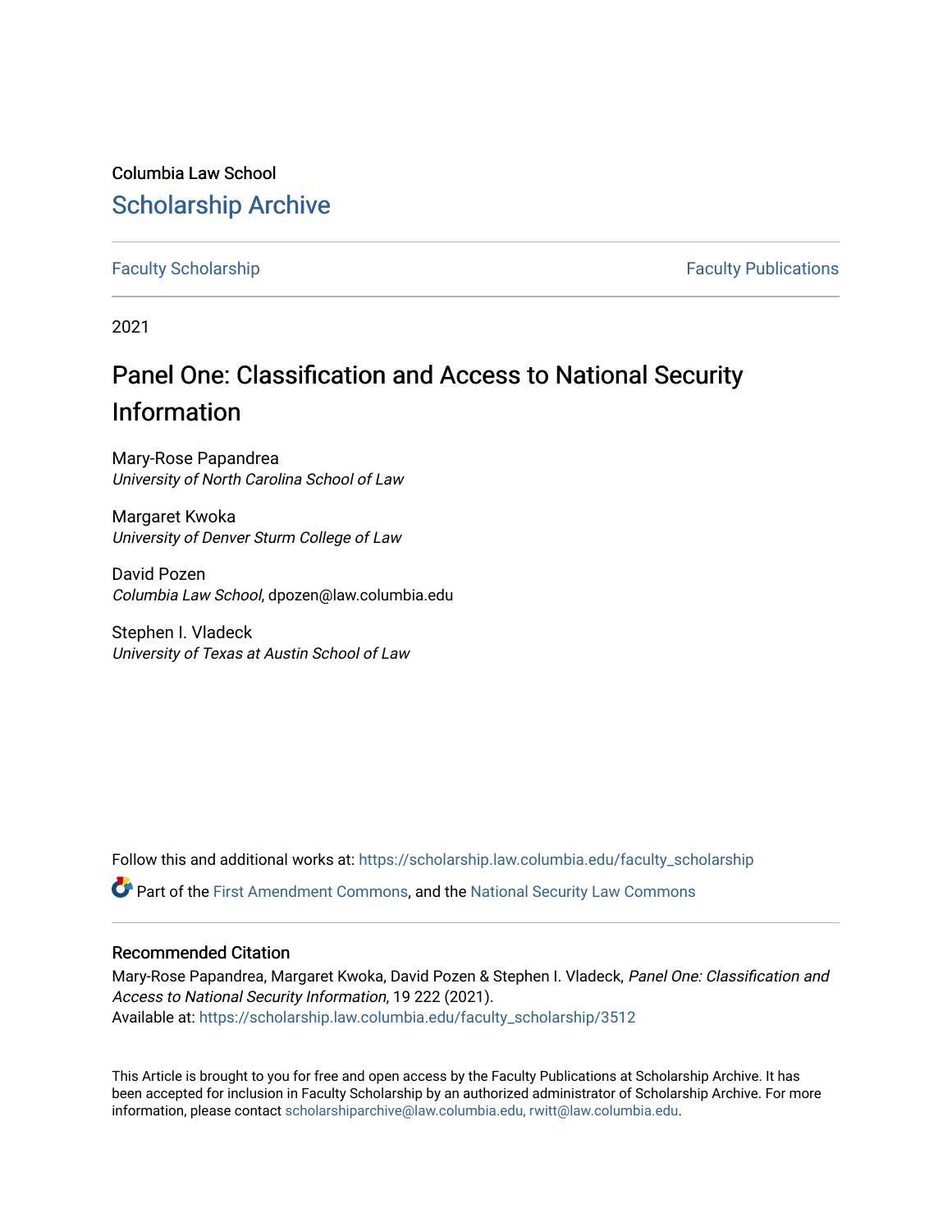Columbia Law School

## Scholarship Archive

Faculty Scholarship | Faculty Publications

2021

# Panel One: Classification and Access to National Security Information

Mary-Rose Papandrea
*University of North Carolina School of Law*

Margaret Kwoka
*University of Denver Sturm College of Law*

David Pozen
*Columbia Law School*, dpozen@law.columbia.edu

Stephen I. Vladeck
*University of Texas at Austin School of Law*

Follow this and additional works at: https://scholarship.law.columbia.edu/faculty_scholarship

Part of the First Amendment Commons, and the National Security Law Commons

### Recommended Citation

Mary-Rose Papandrea, Margaret Kwoka, David Pozen & Stephen I. Vladeck, *Panel One: Classification and Access to National Security Information*, 19 222 (2021).
Available at: https://scholarship.law.columbia.edu/faculty_scholarship/3512

This Article is brought to you for free and open access by the Faculty Publications at Scholarship Archive. It has been accepted for inclusion in Faculty Scholarship by an authorized administrator of Scholarship Archive. For more information, please contact scholarshiparchive@law.columbia.edu, rwitt@law.columbia.edu.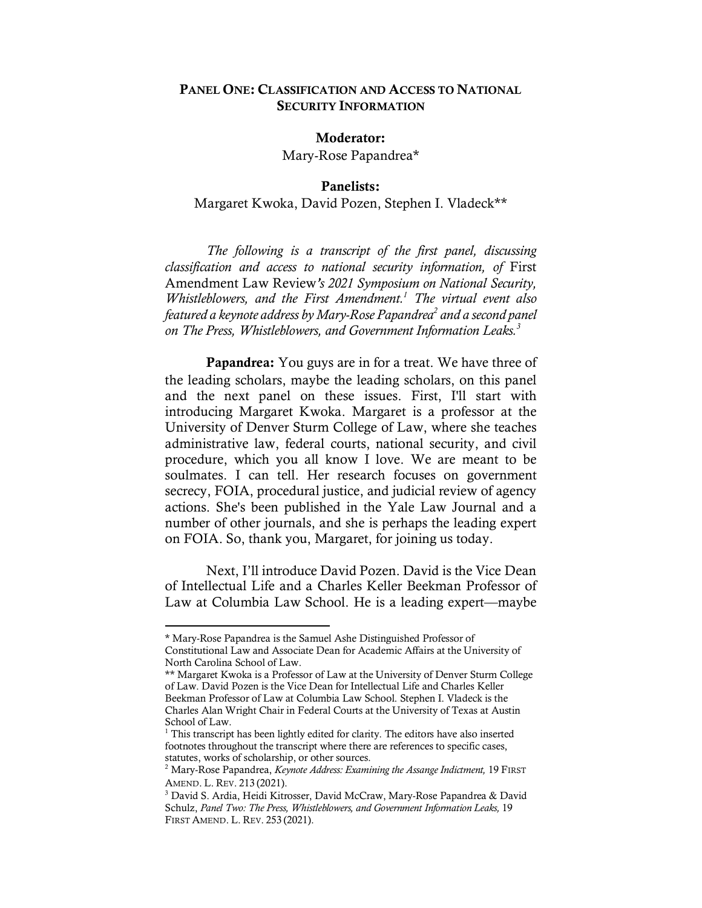**PANEL ONE: CLASSIFICATION AND ACCESS TO NATIONAL SECURITY INFORMATION**

**Moderator:**
Mary-Rose Papandrea*

**Panelists:**
Margaret Kwoka, David Pozen, Stephen I. Vladeck**

*The following is a transcript of the first panel, discussing classification and access to national security information, of* First Amendment Law Review*'s 2021 Symposium on National Security, Whistleblowers, and the First Amendment.*[1] *The virtual event also featured a keynote address by Mary-Rose Papandrea*[2] *and a second panel on The Press, Whistleblowers, and Government Information Leaks.*[3]

**Papandrea:** You guys are in for a treat. We have three of the leading scholars, maybe the leading scholars, on this panel and the next panel on these issues. First, I'll start with introducing Margaret Kwoka. Margaret is a professor at the University of Denver Sturm College of Law, where she teaches administrative law, federal courts, national security, and civil procedure, which you all know I love. We are meant to be soulmates. I can tell. Her research focuses on government secrecy, FOIA, procedural justice, and judicial review of agency actions. She's been published in the Yale Law Journal and a number of other journals, and she is perhaps the leading expert on FOIA. So, thank you, Margaret, for joining us today.

Next, I'll introduce David Pozen. David is the Vice Dean of Intellectual Life and a Charles Keller Beekman Professor of Law at Columbia Law School. He is a leading expert—maybe

---

\* Mary-Rose Papandrea is the Samuel Ashe Distinguished Professor of Constitutional Law and Associate Dean for Academic Affairs at the University of North Carolina School of Law.

\*\* Margaret Kwoka is a Professor of Law at the University of Denver Sturm College of Law. David Pozen is the Vice Dean for Intellectual Life and Charles Keller Beekman Professor of Law at Columbia Law School. Stephen I. Vladeck is the Charles Alan Wright Chair in Federal Courts at the University of Texas at Austin School of Law.

[1] This transcript has been lightly edited for clarity. The editors have also inserted footnotes throughout the transcript where there are references to specific cases, statutes, works of scholarship, or other sources.

[2] Mary-Rose Papandrea, *Keynote Address: Examining the Assange Indictment,* 19 FIRST AMEND. L. REV. 213 (2021).

[3] David S. Ardia, Heidi Kitrosser, David McCraw, Mary-Rose Papandrea & David Schulz, *Panel Two: The Press, Whistleblowers, and Government Information Leaks,* 19 FIRST AMEND. L. REV. 253 (2021).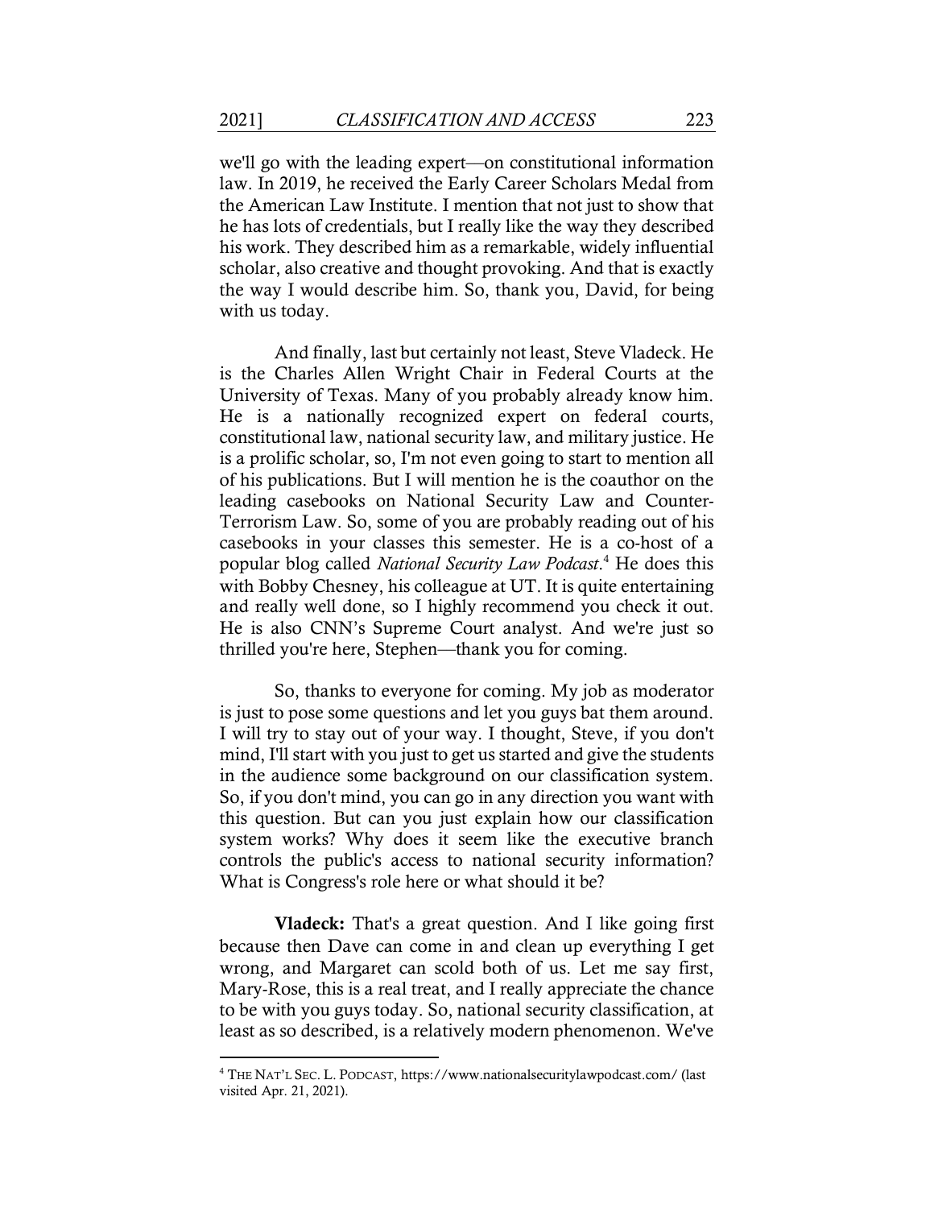we'll go with the leading expert—on constitutional information law. In 2019, he received the Early Career Scholars Medal from the American Law Institute. I mention that not just to show that he has lots of credentials, but I really like the way they described his work. They described him as a remarkable, widely influential scholar, also creative and thought provoking. And that is exactly the way I would describe him. So, thank you, David, for being with us today.

And finally, last but certainly not least, Steve Vladeck. He is the Charles Allen Wright Chair in Federal Courts at the University of Texas. Many of you probably already know him. He is a nationally recognized expert on federal courts, constitutional law, national security law, and military justice. He is a prolific scholar, so, I'm not even going to start to mention all of his publications. But I will mention he is the coauthor on the leading casebooks on National Security Law and Counter-Terrorism Law. So, some of you are probably reading out of his casebooks in your classes this semester. He is a co-host of a popular blog called *National Security Law Podcast*.[4] He does this with Bobby Chesney, his colleague at UT. It is quite entertaining and really well done, so I highly recommend you check it out. He is also CNN's Supreme Court analyst. And we're just so thrilled you're here, Stephen—thank you for coming.

So, thanks to everyone for coming. My job as moderator is just to pose some questions and let you guys bat them around. I will try to stay out of your way. I thought, Steve, if you don't mind, I'll start with you just to get us started and give the students in the audience some background on our classification system. So, if you don't mind, you can go in any direction you want with this question. But can you just explain how our classification system works? Why does it seem like the executive branch controls the public's access to national security information? What is Congress's role here or what should it be?

**Vladeck:** That's a great question. And I like going first because then Dave can come in and clean up everything I get wrong, and Margaret can scold both of us. Let me say first, Mary-Rose, this is a real treat, and I really appreciate the chance to be with you guys today. So, national security classification, at least as so described, is a relatively modern phenomenon. We've

---

[4] THE NAT'L SEC. L. PODCAST, https://www.nationalsecuritylawpodcast.com/ (last visited Apr. 21, 2021).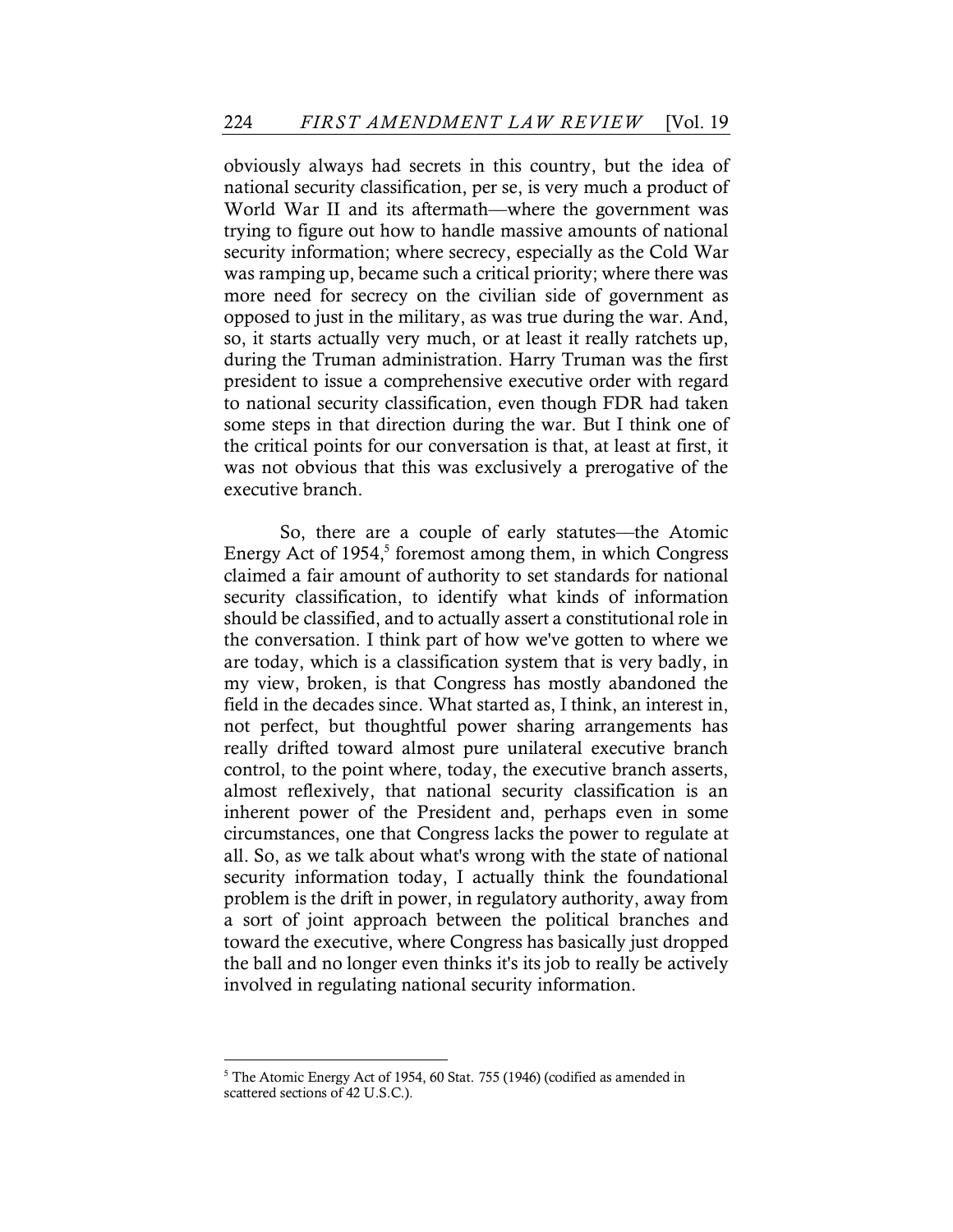obviously always had secrets in this country, but the idea of national security classification, per se, is very much a product of World War II and its aftermath—where the government was trying to figure out how to handle massive amounts of national security information; where secrecy, especially as the Cold War was ramping up, became such a critical priority; where there was more need for secrecy on the civilian side of government as opposed to just in the military, as was true during the war. And, so, it starts actually very much, or at least it really ratchets up, during the Truman administration. Harry Truman was the first president to issue a comprehensive executive order with regard to national security classification, even though FDR had taken some steps in that direction during the war. But I think one of the critical points for our conversation is that, at least at first, it was not obvious that this was exclusively a prerogative of the executive branch.

So, there are a couple of early statutes—the Atomic Energy Act of 1954,[5] foremost among them, in which Congress claimed a fair amount of authority to set standards for national security classification, to identify what kinds of information should be classified, and to actually assert a constitutional role in the conversation. I think part of how we've gotten to where we are today, which is a classification system that is very badly, in my view, broken, is that Congress has mostly abandoned the field in the decades since. What started as, I think, an interest in, not perfect, but thoughtful power sharing arrangements has really drifted toward almost pure unilateral executive branch control, to the point where, today, the executive branch asserts, almost reflexively, that national security classification is an inherent power of the President and, perhaps even in some circumstances, one that Congress lacks the power to regulate at all. So, as we talk about what's wrong with the state of national security information today, I actually think the foundational problem is the drift in power, in regulatory authority, away from a sort of joint approach between the political branches and toward the executive, where Congress has basically just dropped the ball and no longer even thinks it's its job to really be actively involved in regulating national security information.

---

[5] The Atomic Energy Act of 1954, 60 Stat. 755 (1946) (codified as amended in scattered sections of 42 U.S.C.).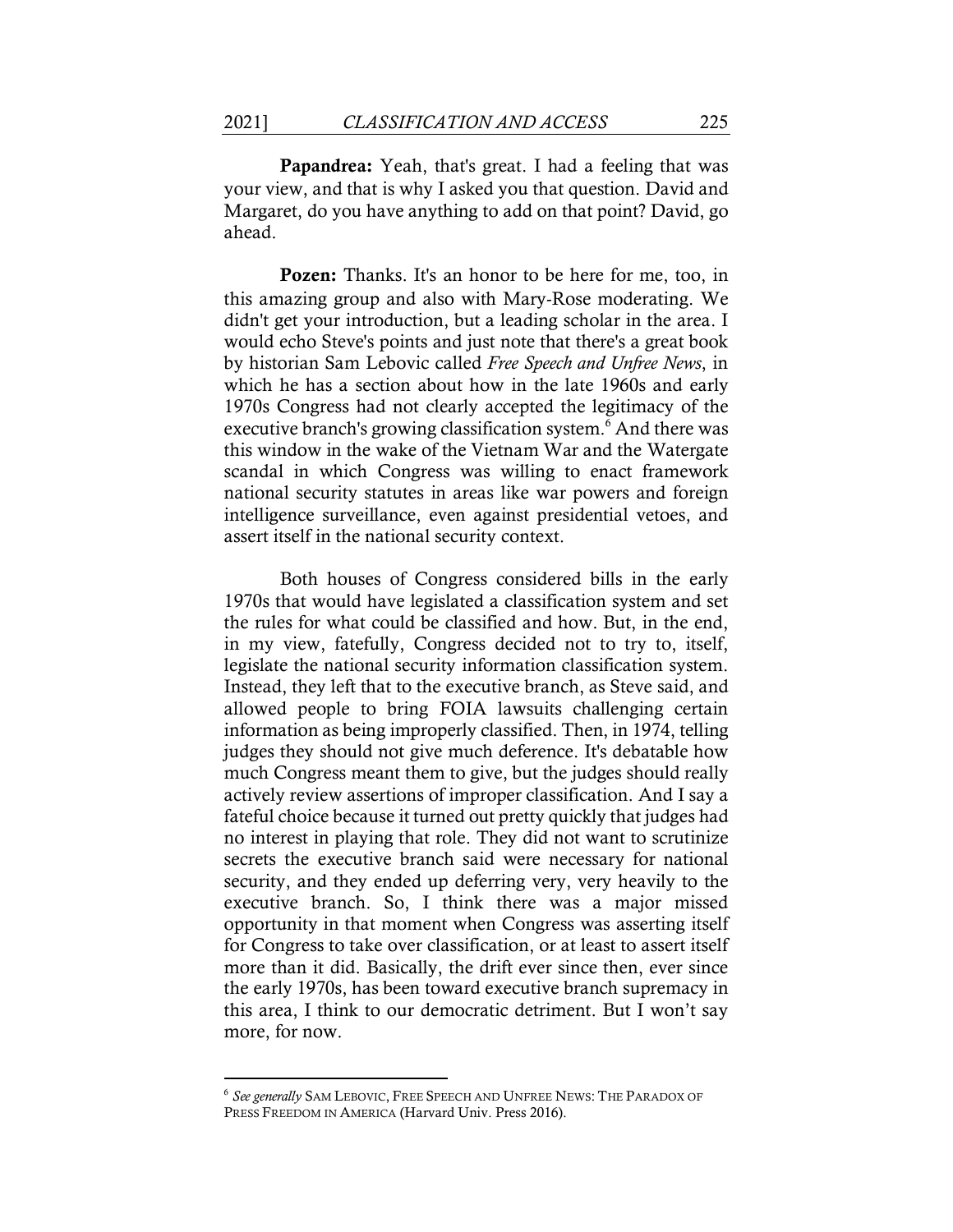**Papandrea:** Yeah, that's great. I had a feeling that was your view, and that is why I asked you that question. David and Margaret, do you have anything to add on that point? David, go ahead.

**Pozen:** Thanks. It's an honor to be here for me, too, in this amazing group and also with Mary-Rose moderating. We didn't get your introduction, but a leading scholar in the area. I would echo Steve's points and just note that there's a great book by historian Sam Lebovic called *Free Speech and Unfree News*, in which he has a section about how in the late 1960s and early 1970s Congress had not clearly accepted the legitimacy of the executive branch's growing classification system.[6] And there was this window in the wake of the Vietnam War and the Watergate scandal in which Congress was willing to enact framework national security statutes in areas like war powers and foreign intelligence surveillance, even against presidential vetoes, and assert itself in the national security context.

Both houses of Congress considered bills in the early 1970s that would have legislated a classification system and set the rules for what could be classified and how. But, in the end, in my view, fatefully, Congress decided not to try to, itself, legislate the national security information classification system. Instead, they left that to the executive branch, as Steve said, and allowed people to bring FOIA lawsuits challenging certain information as being improperly classified. Then, in 1974, telling judges they should not give much deference. It's debatable how much Congress meant them to give, but the judges should really actively review assertions of improper classification. And I say a fateful choice because it turned out pretty quickly that judges had no interest in playing that role. They did not want to scrutinize secrets the executive branch said were necessary for national security, and they ended up deferring very, very heavily to the executive branch. So, I think there was a major missed opportunity in that moment when Congress was asserting itself for Congress to take over classification, or at least to assert itself more than it did. Basically, the drift ever since then, ever since the early 1970s, has been toward executive branch supremacy in this area, I think to our democratic detriment. But I won't say more, for now.

---

[6] *See generally* SAM LEBOVIC, FREE SPEECH AND UNFREE NEWS: THE PARADOX OF PRESS FREEDOM IN AMERICA (Harvard Univ. Press 2016).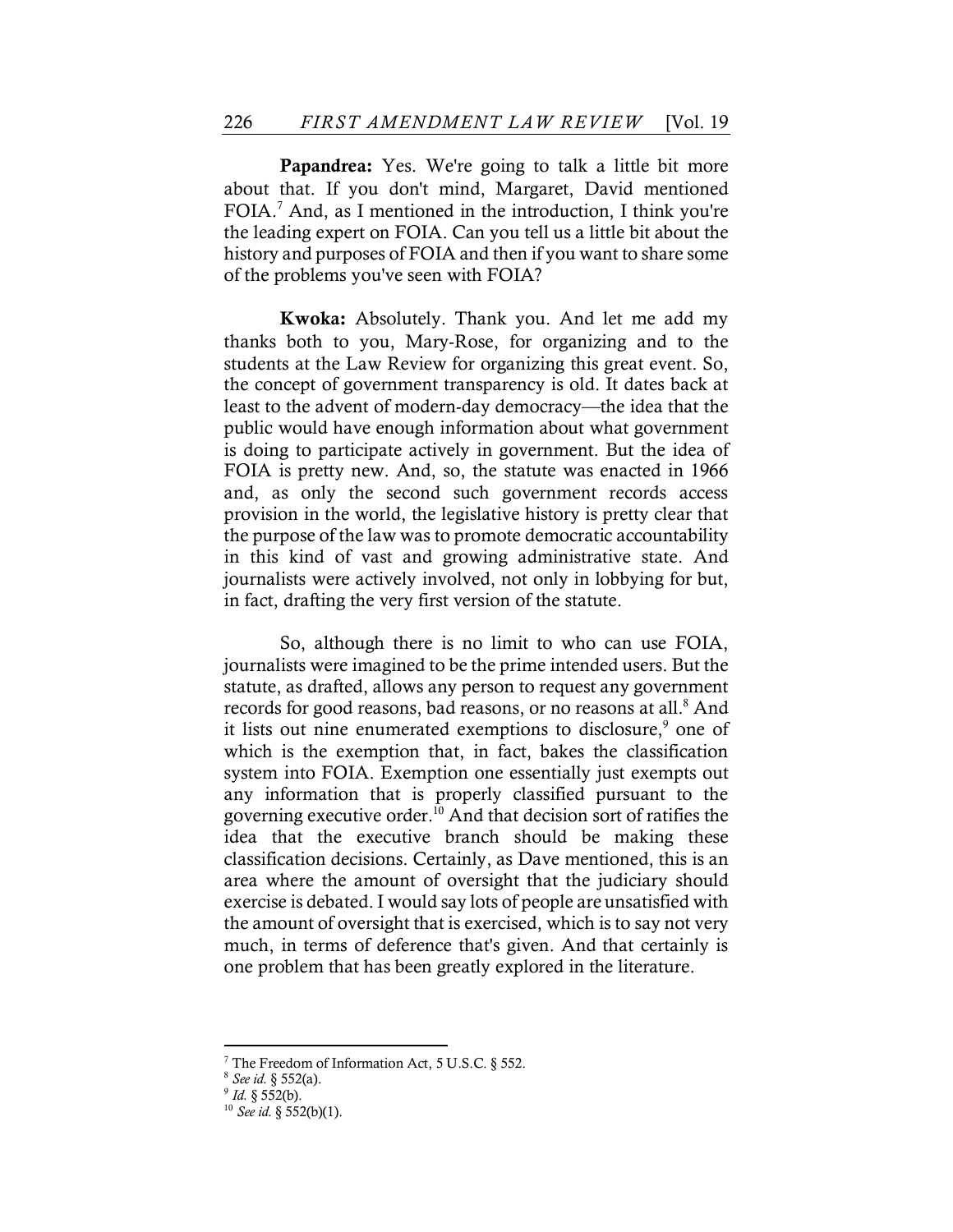**Papandrea:** Yes. We're going to talk a little bit more about that. If you don't mind, Margaret, David mentioned FOIA.[7] And, as I mentioned in the introduction, I think you're the leading expert on FOIA. Can you tell us a little bit about the history and purposes of FOIA and then if you want to share some of the problems you've seen with FOIA?

**Kwoka:** Absolutely. Thank you. And let me add my thanks both to you, Mary-Rose, for organizing and to the students at the Law Review for organizing this great event. So, the concept of government transparency is old. It dates back at least to the advent of modern-day democracy—the idea that the public would have enough information about what government is doing to participate actively in government. But the idea of FOIA is pretty new. And, so, the statute was enacted in 1966 and, as only the second such government records access provision in the world, the legislative history is pretty clear that the purpose of the law was to promote democratic accountability in this kind of vast and growing administrative state. And journalists were actively involved, not only in lobbying for but, in fact, drafting the very first version of the statute.

So, although there is no limit to who can use FOIA, journalists were imagined to be the prime intended users. But the statute, as drafted, allows any person to request any government records for good reasons, bad reasons, or no reasons at all.[8] And it lists out nine enumerated exemptions to disclosure,[9] one of which is the exemption that, in fact, bakes the classification system into FOIA. Exemption one essentially just exempts out any information that is properly classified pursuant to the governing executive order.[10] And that decision sort of ratifies the idea that the executive branch should be making these classification decisions. Certainly, as Dave mentioned, this is an area where the amount of oversight that the judiciary should exercise is debated. I would say lots of people are unsatisfied with the amount of oversight that is exercised, which is to say not very much, in terms of deference that's given. And that certainly is one problem that has been greatly explored in the literature.

---

[7] The Freedom of Information Act, 5 U.S.C. § 552.

[8] *See id.* § 552(a).

[9] *Id.* § 552(b).

[10] *See id.* § 552(b)(1).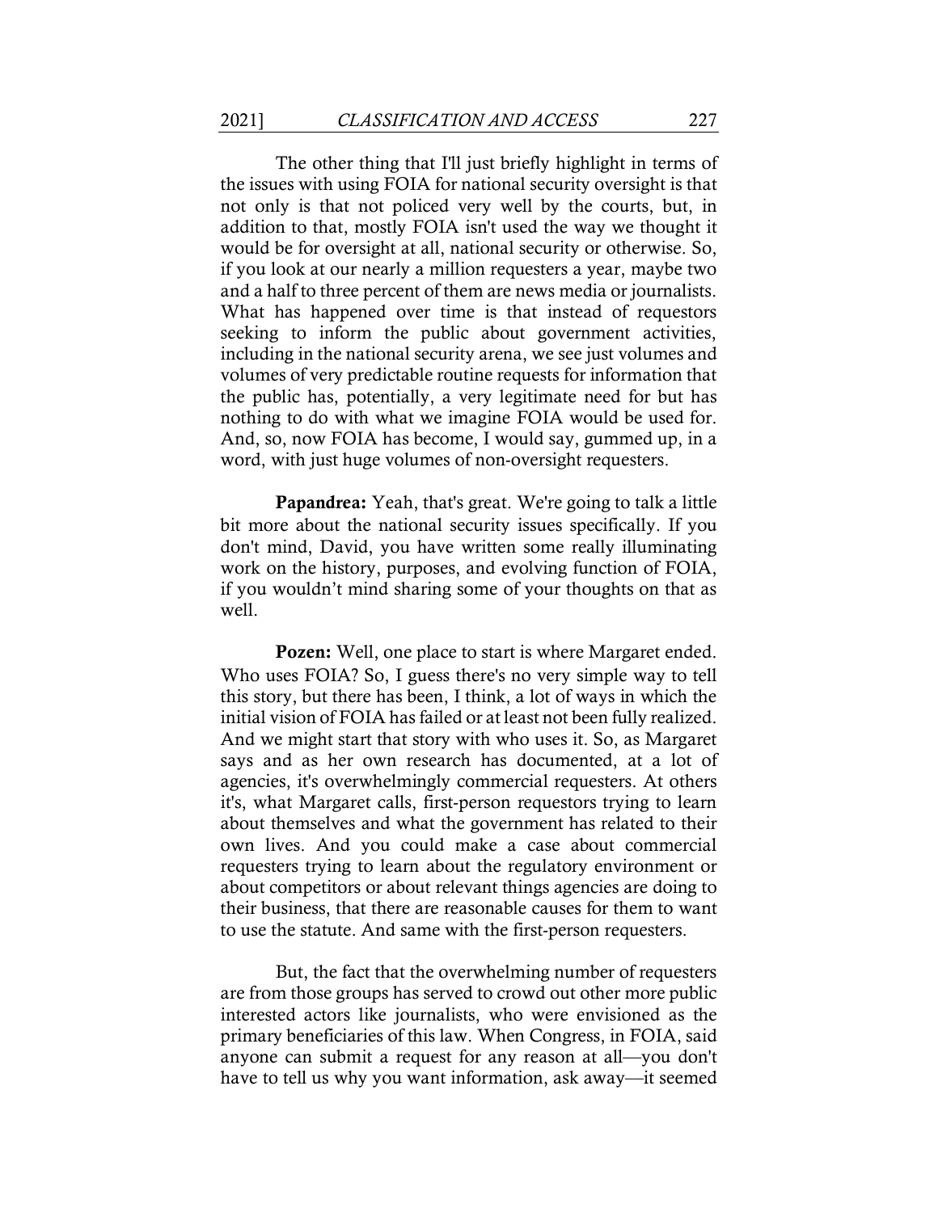The other thing that I'll just briefly highlight in terms of the issues with using FOIA for national security oversight is that not only is that not policed very well by the courts, but, in addition to that, mostly FOIA isn't used the way we thought it would be for oversight at all, national security or otherwise. So, if you look at our nearly a million requesters a year, maybe two and a half to three percent of them are news media or journalists. What has happened over time is that instead of requestors seeking to inform the public about government activities, including in the national security arena, we see just volumes and volumes of very predictable routine requests for information that the public has, potentially, a very legitimate need for but has nothing to do with what we imagine FOIA would be used for. And, so, now FOIA has become, I would say, gummed up, in a word, with just huge volumes of non-oversight requesters.

**Papandrea:** Yeah, that's great. We're going to talk a little bit more about the national security issues specifically. If you don't mind, David, you have written some really illuminating work on the history, purposes, and evolving function of FOIA, if you wouldn't mind sharing some of your thoughts on that as well.

**Pozen:** Well, one place to start is where Margaret ended. Who uses FOIA? So, I guess there's no very simple way to tell this story, but there has been, I think, a lot of ways in which the initial vision of FOIA has failed or at least not been fully realized. And we might start that story with who uses it. So, as Margaret says and as her own research has documented, at a lot of agencies, it's overwhelmingly commercial requesters. At others it's, what Margaret calls, first-person requestors trying to learn about themselves and what the government has related to their own lives. And you could make a case about commercial requesters trying to learn about the regulatory environment or about competitors or about relevant things agencies are doing to their business, that there are reasonable causes for them to want to use the statute. And same with the first-person requesters.

But, the fact that the overwhelming number of requesters are from those groups has served to crowd out other more public interested actors like journalists, who were envisioned as the primary beneficiaries of this law. When Congress, in FOIA, said anyone can submit a request for any reason at all—you don't have to tell us why you want information, ask away—it seemed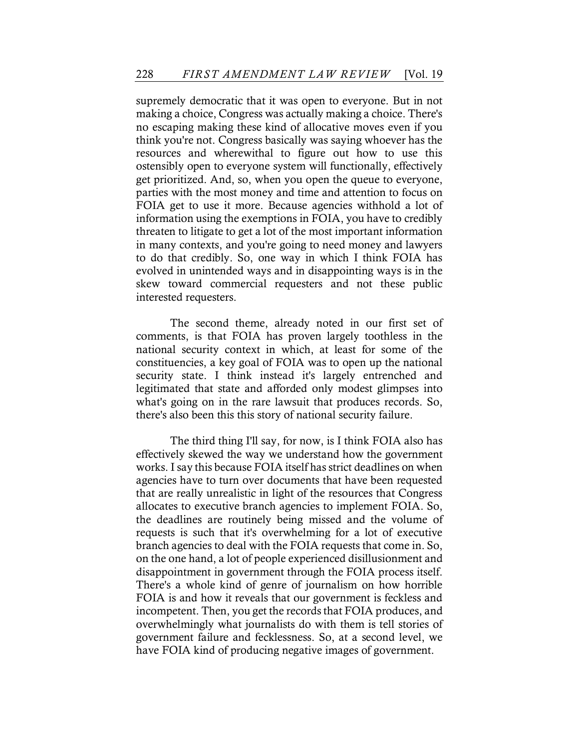supremely democratic that it was open to everyone. But in not making a choice, Congress was actually making a choice. There's no escaping making these kind of allocative moves even if you think you're not. Congress basically was saying whoever has the resources and wherewithal to figure out how to use this ostensibly open to everyone system will functionally, effectively get prioritized. And, so, when you open the queue to everyone, parties with the most money and time and attention to focus on FOIA get to use it more. Because agencies withhold a lot of information using the exemptions in FOIA, you have to credibly threaten to litigate to get a lot of the most important information in many contexts, and you're going to need money and lawyers to do that credibly. So, one way in which I think FOIA has evolved in unintended ways and in disappointing ways is in the skew toward commercial requesters and not these public interested requesters.

The second theme, already noted in our first set of comments, is that FOIA has proven largely toothless in the national security context in which, at least for some of the constituencies, a key goal of FOIA was to open up the national security state. I think instead it's largely entrenched and legitimated that state and afforded only modest glimpses into what's going on in the rare lawsuit that produces records. So, there's also been this this story of national security failure.

The third thing I'll say, for now, is I think FOIA also has effectively skewed the way we understand how the government works. I say this because FOIA itself has strict deadlines on when agencies have to turn over documents that have been requested that are really unrealistic in light of the resources that Congress allocates to executive branch agencies to implement FOIA. So, the deadlines are routinely being missed and the volume of requests is such that it's overwhelming for a lot of executive branch agencies to deal with the FOIA requests that come in. So, on the one hand, a lot of people experienced disillusionment and disappointment in government through the FOIA process itself. There's a whole kind of genre of journalism on how horrible FOIA is and how it reveals that our government is feckless and incompetent. Then, you get the records that FOIA produces, and overwhelmingly what journalists do with them is tell stories of government failure and fecklessness. So, at a second level, we have FOIA kind of producing negative images of government.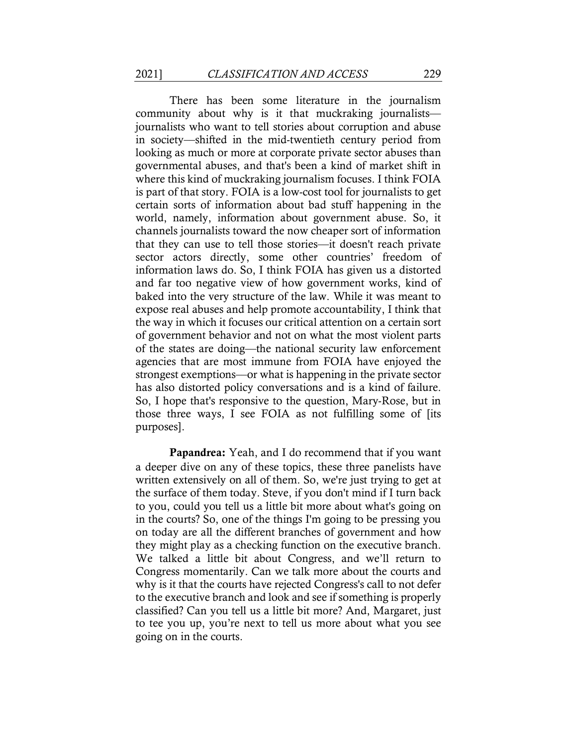There has been some literature in the journalism community about why is it that muckraking journalists—journalists who want to tell stories about corruption and abuse in society—shifted in the mid-twentieth century period from looking as much or more at corporate private sector abuses than governmental abuses, and that's been a kind of market shift in where this kind of muckraking journalism focuses. I think FOIA is part of that story. FOIA is a low-cost tool for journalists to get certain sorts of information about bad stuff happening in the world, namely, information about government abuse. So, it channels journalists toward the now cheaper sort of information that they can use to tell those stories—it doesn't reach private sector actors directly, some other countries' freedom of information laws do. So, I think FOIA has given us a distorted and far too negative view of how government works, kind of baked into the very structure of the law. While it was meant to expose real abuses and help promote accountability, I think that the way in which it focuses our critical attention on a certain sort of government behavior and not on what the most violent parts of the states are doing—the national security law enforcement agencies that are most immune from FOIA have enjoyed the strongest exemptions—or what is happening in the private sector has also distorted policy conversations and is a kind of failure. So, I hope that's responsive to the question, Mary-Rose, but in those three ways, I see FOIA as not fulfilling some of [its purposes].

**Papandrea:** Yeah, and I do recommend that if you want a deeper dive on any of these topics, these three panelists have written extensively on all of them. So, we're just trying to get at the surface of them today. Steve, if you don't mind if I turn back to you, could you tell us a little bit more about what's going on in the courts? So, one of the things I'm going to be pressing you on today are all the different branches of government and how they might play as a checking function on the executive branch. We talked a little bit about Congress, and we'll return to Congress momentarily. Can we talk more about the courts and why is it that the courts have rejected Congress's call to not defer to the executive branch and look and see if something is properly classified? Can you tell us a little bit more? And, Margaret, just to tee you up, you're next to tell us more about what you see going on in the courts.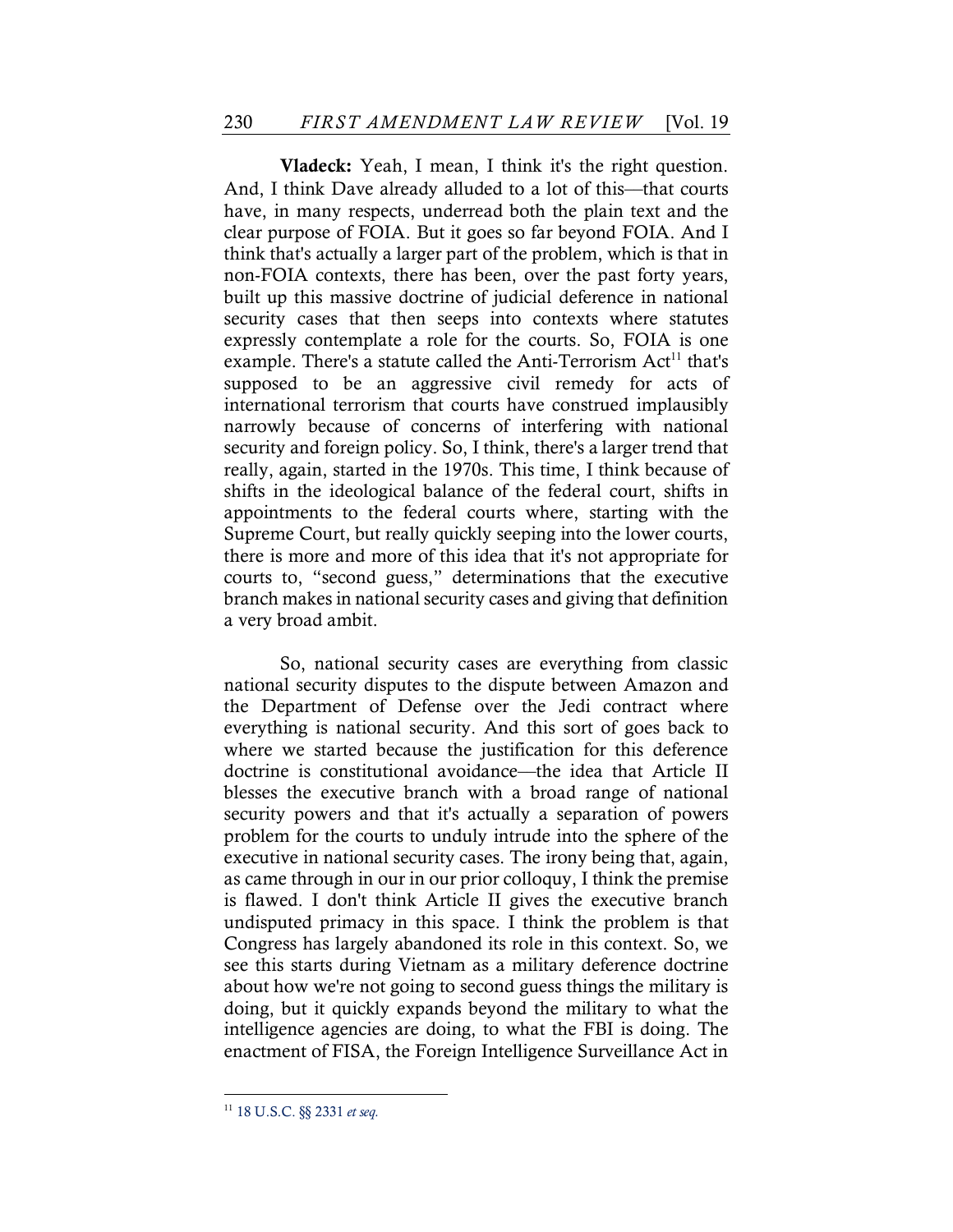**Vladeck:** Yeah, I mean, I think it's the right question. And, I think Dave already alluded to a lot of this—that courts have, in many respects, underread both the plain text and the clear purpose of FOIA. But it goes so far beyond FOIA. And I think that's actually a larger part of the problem, which is that in non-FOIA contexts, there has been, over the past forty years, built up this massive doctrine of judicial deference in national security cases that then seeps into contexts where statutes expressly contemplate a role for the courts. So, FOIA is one example. There's a statute called the Anti-Terrorism Act[11] that's supposed to be an aggressive civil remedy for acts of international terrorism that courts have construed implausibly narrowly because of concerns of interfering with national security and foreign policy. So, I think, there's a larger trend that really, again, started in the 1970s. This time, I think because of shifts in the ideological balance of the federal court, shifts in appointments to the federal courts where, starting with the Supreme Court, but really quickly seeping into the lower courts, there is more and more of this idea that it's not appropriate for courts to, "second guess," determinations that the executive branch makes in national security cases and giving that definition a very broad ambit.

So, national security cases are everything from classic national security disputes to the dispute between Amazon and the Department of Defense over the Jedi contract where everything is national security. And this sort of goes back to where we started because the justification for this deference doctrine is constitutional avoidance—the idea that Article II blesses the executive branch with a broad range of national security powers and that it's actually a separation of powers problem for the courts to unduly intrude into the sphere of the executive in national security cases. The irony being that, again, as came through in our in our prior colloquy, I think the premise is flawed. I don't think Article II gives the executive branch undisputed primacy in this space. I think the problem is that Congress has largely abandoned its role in this context. So, we see this starts during Vietnam as a military deference doctrine about how we're not going to second guess things the military is doing, but it quickly expands beyond the military to what the intelligence agencies are doing, to what the FBI is doing. The enactment of FISA, the Foreign Intelligence Surveillance Act in

---

[11] 18 U.S.C. §§ 2331 *et seq.*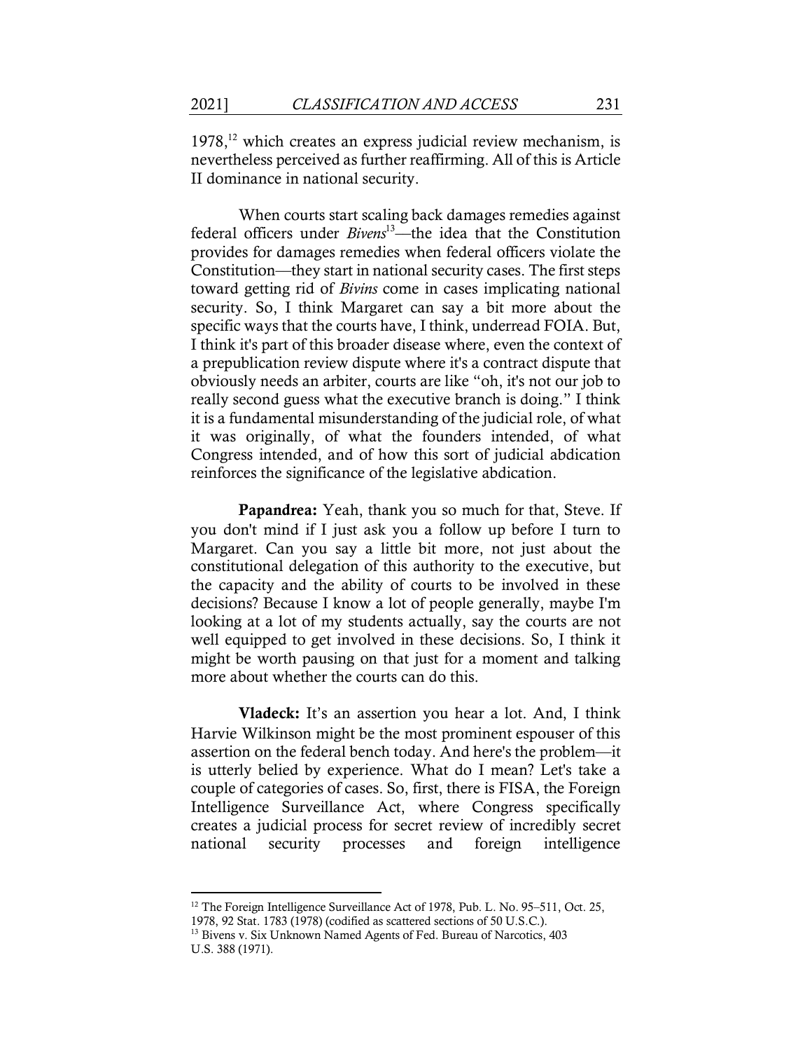1978,[12] which creates an express judicial review mechanism, is nevertheless perceived as further reaffirming. All of this is Article II dominance in national security.

When courts start scaling back damages remedies against federal officers under *Bivens*[13]—the idea that the Constitution provides for damages remedies when federal officers violate the Constitution—they start in national security cases. The first steps toward getting rid of *Bivins* come in cases implicating national security. So, I think Margaret can say a bit more about the specific ways that the courts have, I think, underread FOIA. But, I think it's part of this broader disease where, even the context of a prepublication review dispute where it's a contract dispute that obviously needs an arbiter, courts are like "oh, it's not our job to really second guess what the executive branch is doing." I think it is a fundamental misunderstanding of the judicial role, of what it was originally, of what the founders intended, of what Congress intended, and of how this sort of judicial abdication reinforces the significance of the legislative abdication.

**Papandrea:** Yeah, thank you so much for that, Steve. If you don't mind if I just ask you a follow up before I turn to Margaret. Can you say a little bit more, not just about the constitutional delegation of this authority to the executive, but the capacity and the ability of courts to be involved in these decisions? Because I know a lot of people generally, maybe I'm looking at a lot of my students actually, say the courts are not well equipped to get involved in these decisions. So, I think it might be worth pausing on that just for a moment and talking more about whether the courts can do this.

**Vladeck:** It's an assertion you hear a lot. And, I think Harvie Wilkinson might be the most prominent espouser of this assertion on the federal bench today. And here's the problem—it is utterly belied by experience. What do I mean? Let's take a couple of categories of cases. So, first, there is FISA, the Foreign Intelligence Surveillance Act, where Congress specifically creates a judicial process for secret review of incredibly secret national security processes and foreign intelligence

---

[12] The Foreign Intelligence Surveillance Act of 1978, Pub. L. No. 95–511, Oct. 25, 1978, 92 Stat. 1783 (1978) (codified as scattered sections of 50 U.S.C.).

[13] Bivens v. Six Unknown Named Agents of Fed. Bureau of Narcotics, 403 U.S. 388 (1971).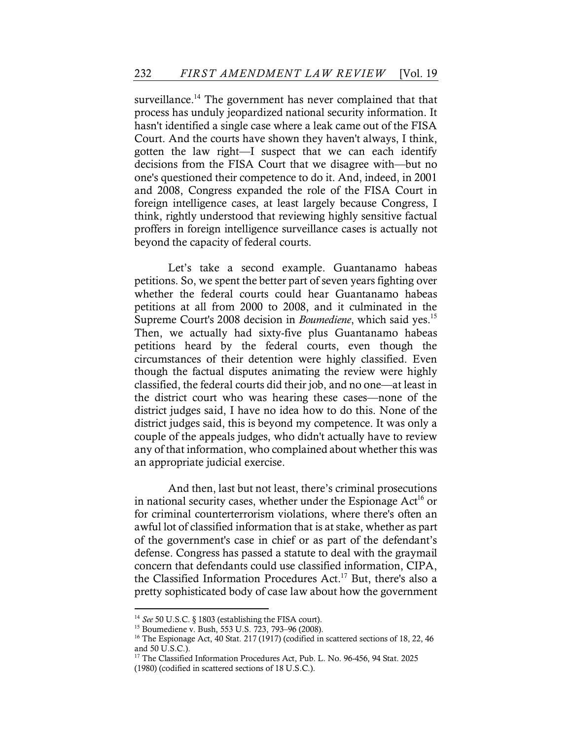surveillance.[14] The government has never complained that that process has unduly jeopardized national security information. It hasn't identified a single case where a leak came out of the FISA Court. And the courts have shown they haven't always, I think, gotten the law right—I suspect that we can each identify decisions from the FISA Court that we disagree with—but no one's questioned their competence to do it. And, indeed, in 2001 and 2008, Congress expanded the role of the FISA Court in foreign intelligence cases, at least largely because Congress, I think, rightly understood that reviewing highly sensitive factual proffers in foreign intelligence surveillance cases is actually not beyond the capacity of federal courts.

Let's take a second example. Guantanamo habeas petitions. So, we spent the better part of seven years fighting over whether the federal courts could hear Guantanamo habeas petitions at all from 2000 to 2008, and it culminated in the Supreme Court's 2008 decision in *Boumediene*, which said yes.[15] Then, we actually had sixty-five plus Guantanamo habeas petitions heard by the federal courts, even though the circumstances of their detention were highly classified. Even though the factual disputes animating the review were highly classified, the federal courts did their job, and no one—at least in the district court who was hearing these cases—none of the district judges said, I have no idea how to do this. None of the district judges said, this is beyond my competence. It was only a couple of the appeals judges, who didn't actually have to review any of that information, who complained about whether this was an appropriate judicial exercise.

And then, last but not least, there's criminal prosecutions in national security cases, whether under the Espionage Act[16] or for criminal counterterrorism violations, where there's often an awful lot of classified information that is at stake, whether as part of the government's case in chief or as part of the defendant's defense. Congress has passed a statute to deal with the graymail concern that defendants could use classified information, CIPA, the Classified Information Procedures Act.[17] But, there's also a pretty sophisticated body of case law about how the government

---

[14] *See* 50 U.S.C. § 1803 (establishing the FISA court).

[15] Boumediene v. Bush, 553 U.S. 723, 793–96 (2008).

[16] The Espionage Act, 40 Stat. 217 (1917) (codified in scattered sections of 18, 22, 46 and 50 U.S.C.).

[17] The Classified Information Procedures Act, Pub. L. No. 96-456, 94 Stat. 2025 (1980) (codified in scattered sections of 18 U.S.C.).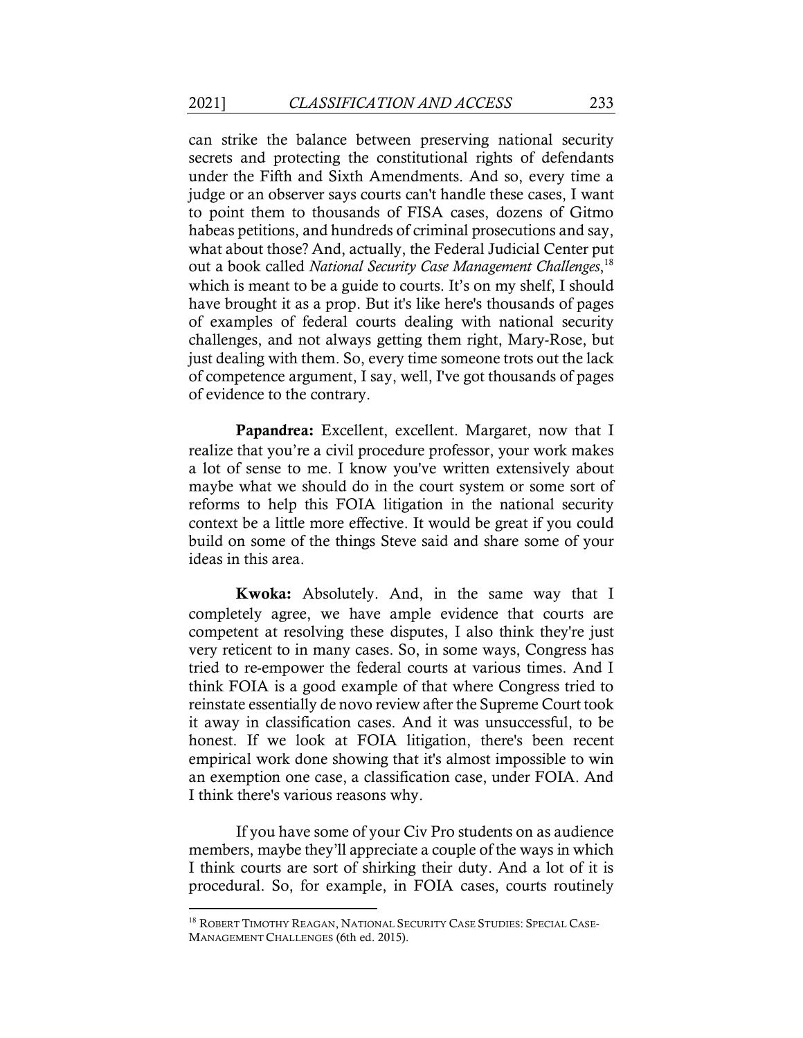can strike the balance between preserving national security secrets and protecting the constitutional rights of defendants under the Fifth and Sixth Amendments. And so, every time a judge or an observer says courts can't handle these cases, I want to point them to thousands of FISA cases, dozens of Gitmo habeas petitions, and hundreds of criminal prosecutions and say, what about those? And, actually, the Federal Judicial Center put out a book called *National Security Case Management Challenges*,[18] which is meant to be a guide to courts. It's on my shelf, I should have brought it as a prop. But it's like here's thousands of pages of examples of federal courts dealing with national security challenges, and not always getting them right, Mary-Rose, but just dealing with them. So, every time someone trots out the lack of competence argument, I say, well, I've got thousands of pages of evidence to the contrary.

**Papandrea:** Excellent, excellent. Margaret, now that I realize that you're a civil procedure professor, your work makes a lot of sense to me. I know you've written extensively about maybe what we should do in the court system or some sort of reforms to help this FOIA litigation in the national security context be a little more effective. It would be great if you could build on some of the things Steve said and share some of your ideas in this area.

**Kwoka:** Absolutely. And, in the same way that I completely agree, we have ample evidence that courts are competent at resolving these disputes, I also think they're just very reticent to in many cases. So, in some ways, Congress has tried to re-empower the federal courts at various times. And I think FOIA is a good example of that where Congress tried to reinstate essentially de novo review after the Supreme Court took it away in classification cases. And it was unsuccessful, to be honest. If we look at FOIA litigation, there's been recent empirical work done showing that it's almost impossible to win an exemption one case, a classification case, under FOIA. And I think there's various reasons why.

If you have some of your Civ Pro students on as audience members, maybe they'll appreciate a couple of the ways in which I think courts are sort of shirking their duty. And a lot of it is procedural. So, for example, in FOIA cases, courts routinely

---

[18] ROBERT TIMOTHY REAGAN, NATIONAL SECURITY CASE STUDIES: SPECIAL CASE-MANAGEMENT CHALLENGES (6th ed. 2015).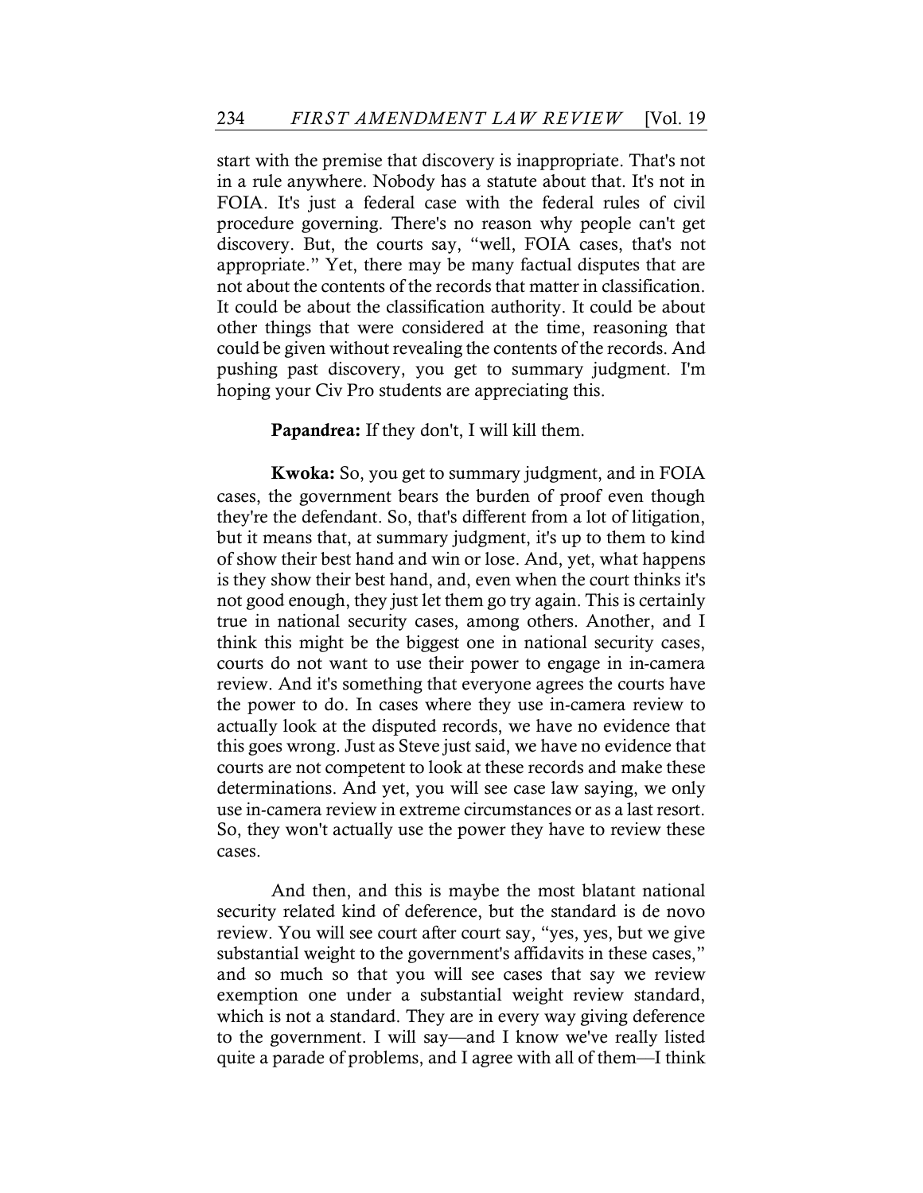start with the premise that discovery is inappropriate. That's not in a rule anywhere. Nobody has a statute about that. It's not in FOIA. It's just a federal case with the federal rules of civil procedure governing. There's no reason why people can't get discovery. But, the courts say, "well, FOIA cases, that's not appropriate." Yet, there may be many factual disputes that are not about the contents of the records that matter in classification. It could be about the classification authority. It could be about other things that were considered at the time, reasoning that could be given without revealing the contents of the records. And pushing past discovery, you get to summary judgment. I'm hoping your Civ Pro students are appreciating this.

**Papandrea:** If they don't, I will kill them.

**Kwoka:** So, you get to summary judgment, and in FOIA cases, the government bears the burden of proof even though they're the defendant. So, that's different from a lot of litigation, but it means that, at summary judgment, it's up to them to kind of show their best hand and win or lose. And, yet, what happens is they show their best hand, and, even when the court thinks it's not good enough, they just let them go try again. This is certainly true in national security cases, among others. Another, and I think this might be the biggest one in national security cases, courts do not want to use their power to engage in in-camera review. And it's something that everyone agrees the courts have the power to do. In cases where they use in-camera review to actually look at the disputed records, we have no evidence that this goes wrong. Just as Steve just said, we have no evidence that courts are not competent to look at these records and make these determinations. And yet, you will see case law saying, we only use in-camera review in extreme circumstances or as a last resort. So, they won't actually use the power they have to review these cases.

And then, and this is maybe the most blatant national security related kind of deference, but the standard is de novo review. You will see court after court say, "yes, yes, but we give substantial weight to the government's affidavits in these cases," and so much so that you will see cases that say we review exemption one under a substantial weight review standard, which is not a standard. They are in every way giving deference to the government. I will say—and I know we've really listed quite a parade of problems, and I agree with all of them—I think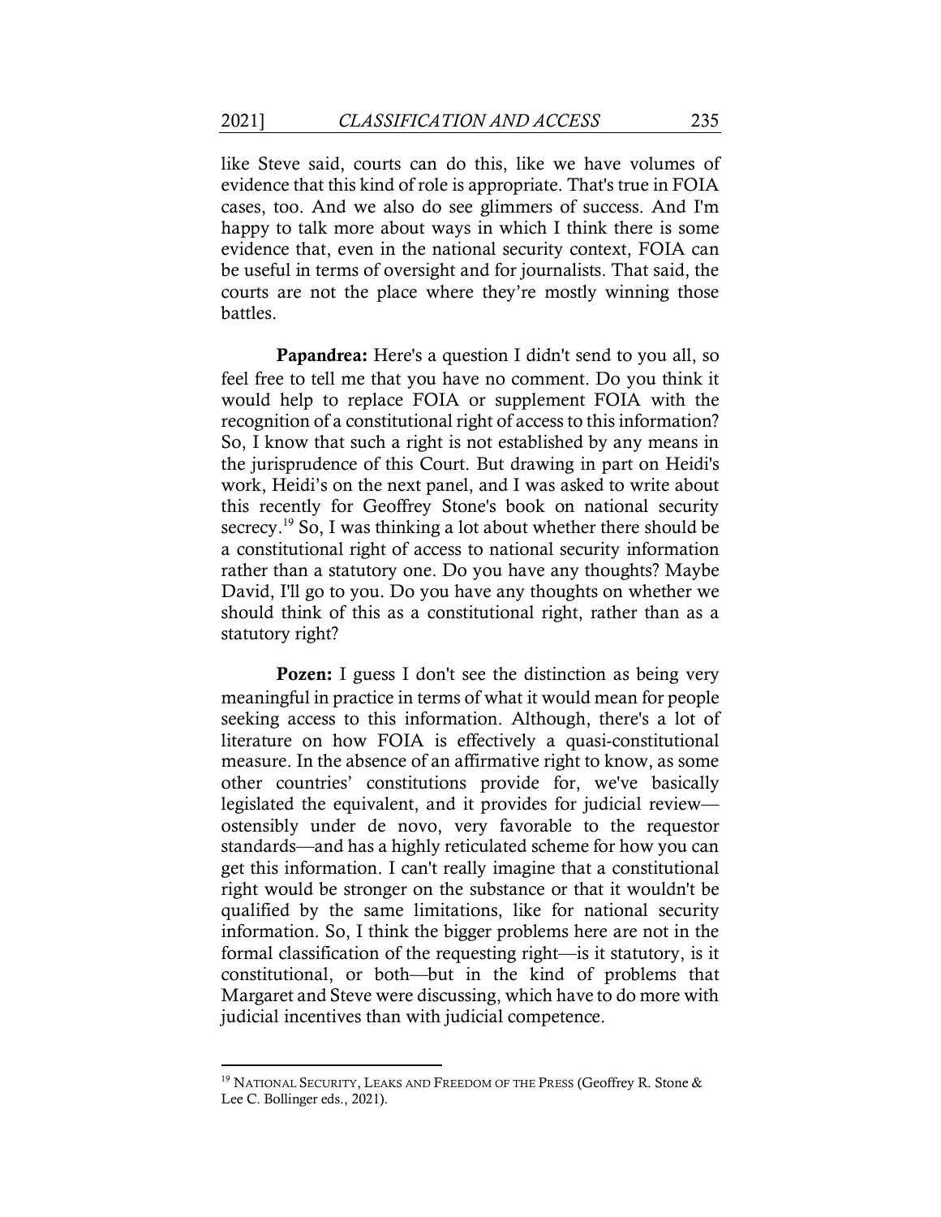like Steve said, courts can do this, like we have volumes of evidence that this kind of role is appropriate. That's true in FOIA cases, too. And we also do see glimmers of success. And I'm happy to talk more about ways in which I think there is some evidence that, even in the national security context, FOIA can be useful in terms of oversight and for journalists. That said, the courts are not the place where they're mostly winning those battles.

**Papandrea:** Here's a question I didn't send to you all, so feel free to tell me that you have no comment. Do you think it would help to replace FOIA or supplement FOIA with the recognition of a constitutional right of access to this information? So, I know that such a right is not established by any means in the jurisprudence of this Court. But drawing in part on Heidi's work, Heidi's on the next panel, and I was asked to write about this recently for Geoffrey Stone's book on national security secrecy.[19] So, I was thinking a lot about whether there should be a constitutional right of access to national security information rather than a statutory one. Do you have any thoughts? Maybe David, I'll go to you. Do you have any thoughts on whether we should think of this as a constitutional right, rather than as a statutory right?

**Pozen:** I guess I don't see the distinction as being very meaningful in practice in terms of what it would mean for people seeking access to this information. Although, there's a lot of literature on how FOIA is effectively a quasi-constitutional measure. In the absence of an affirmative right to know, as some other countries' constitutions provide for, we've basically legislated the equivalent, and it provides for judicial review—ostensibly under de novo, very favorable to the requestor standards—and has a highly reticulated scheme for how you can get this information. I can't really imagine that a constitutional right would be stronger on the substance or that it wouldn't be qualified by the same limitations, like for national security information. So, I think the bigger problems here are not in the formal classification of the requesting right—is it statutory, is it constitutional, or both—but in the kind of problems that Margaret and Steve were discussing, which have to do more with judicial incentives than with judicial competence.

---

[19] NATIONAL SECURITY, LEAKS AND FREEDOM OF THE PRESS (Geoffrey R. Stone & Lee C. Bollinger eds., 2021).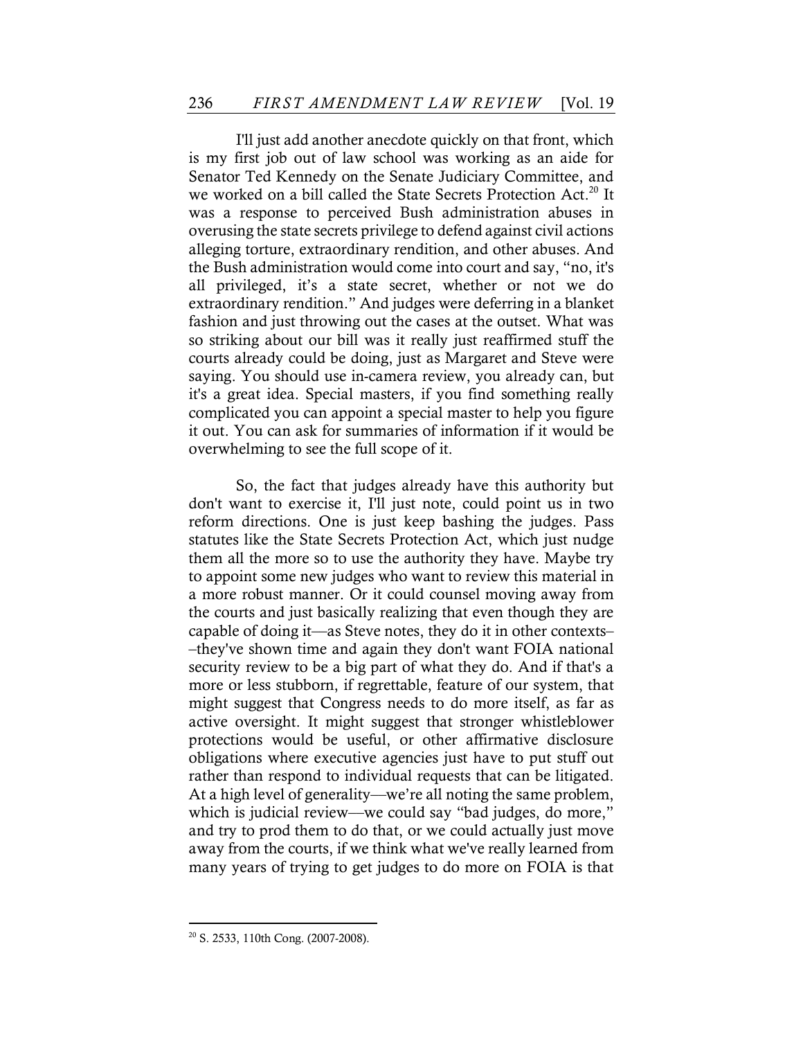I'll just add another anecdote quickly on that front, which is my first job out of law school was working as an aide for Senator Ted Kennedy on the Senate Judiciary Committee, and we worked on a bill called the State Secrets Protection Act.[20] It was a response to perceived Bush administration abuses in overusing the state secrets privilege to defend against civil actions alleging torture, extraordinary rendition, and other abuses. And the Bush administration would come into court and say, "no, it's all privileged, it's a state secret, whether or not we do extraordinary rendition." And judges were deferring in a blanket fashion and just throwing out the cases at the outset. What was so striking about our bill was it really just reaffirmed stuff the courts already could be doing, just as Margaret and Steve were saying. You should use in-camera review, you already can, but it's a great idea. Special masters, if you find something really complicated you can appoint a special master to help you figure it out. You can ask for summaries of information if it would be overwhelming to see the full scope of it.

So, the fact that judges already have this authority but don't want to exercise it, I'll just note, could point us in two reform directions. One is just keep bashing the judges. Pass statutes like the State Secrets Protection Act, which just nudge them all the more so to use the authority they have. Maybe try to appoint some new judges who want to review this material in a more robust manner. Or it could counsel moving away from the courts and just basically realizing that even though they are capable of doing it—as Steve notes, they do it in other contexts––they've shown time and again they don't want FOIA national security review to be a big part of what they do. And if that's a more or less stubborn, if regrettable, feature of our system, that might suggest that Congress needs to do more itself, as far as active oversight. It might suggest that stronger whistleblower protections would be useful, or other affirmative disclosure obligations where executive agencies just have to put stuff out rather than respond to individual requests that can be litigated. At a high level of generality—we're all noting the same problem, which is judicial review—we could say "bad judges, do more," and try to prod them to do that, or we could actually just move away from the courts, if we think what we've really learned from many years of trying to get judges to do more on FOIA is that

[20] S. 2533, 110th Cong. (2007-2008).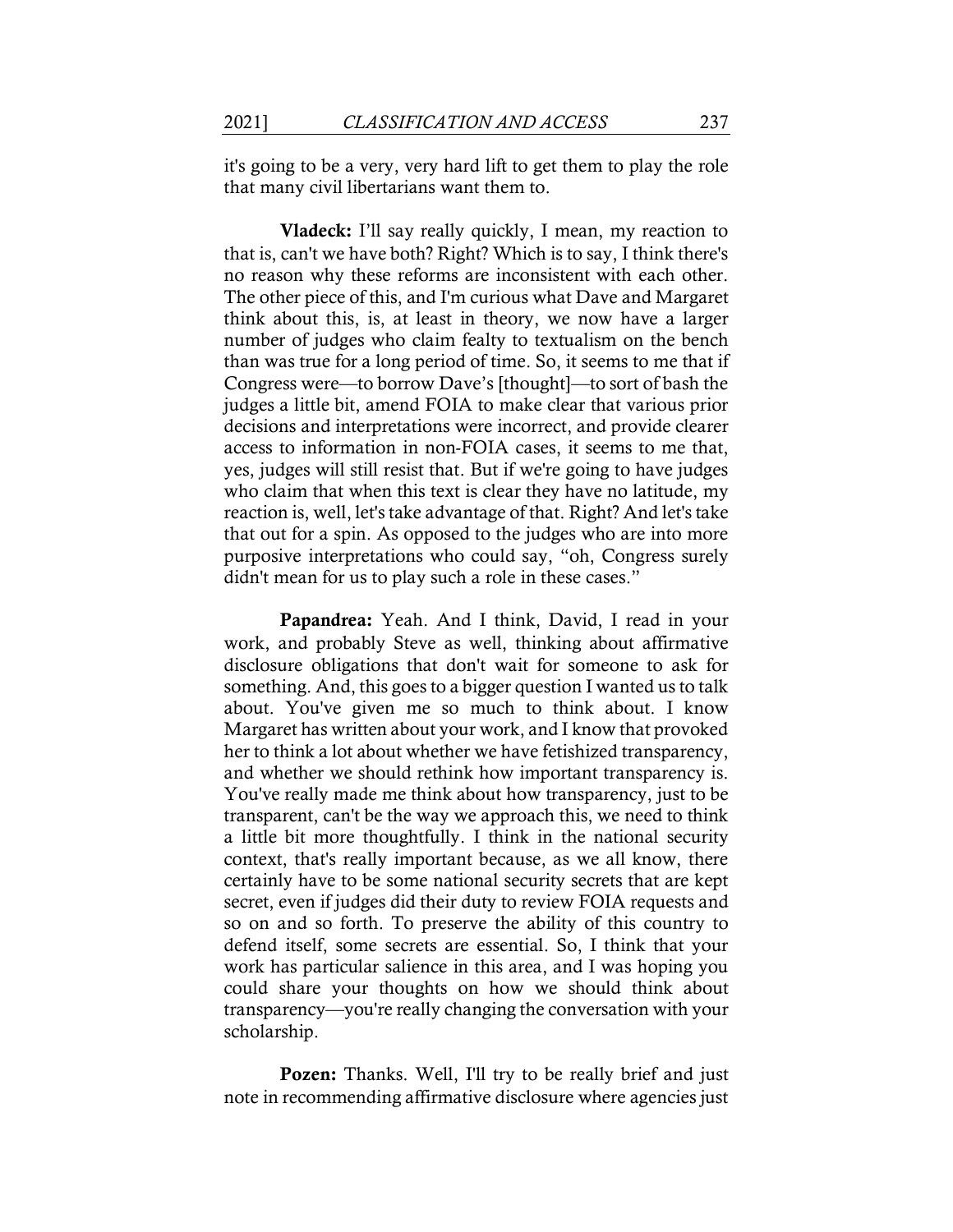it's going to be a very, very hard lift to get them to play the role that many civil libertarians want them to.

**Vladeck:** I'll say really quickly, I mean, my reaction to that is, can't we have both? Right? Which is to say, I think there's no reason why these reforms are inconsistent with each other. The other piece of this, and I'm curious what Dave and Margaret think about this, is, at least in theory, we now have a larger number of judges who claim fealty to textualism on the bench than was true for a long period of time. So, it seems to me that if Congress were—to borrow Dave's [thought]—to sort of bash the judges a little bit, amend FOIA to make clear that various prior decisions and interpretations were incorrect, and provide clearer access to information in non-FOIA cases, it seems to me that, yes, judges will still resist that. But if we're going to have judges who claim that when this text is clear they have no latitude, my reaction is, well, let's take advantage of that. Right? And let's take that out for a spin. As opposed to the judges who are into more purposive interpretations who could say, "oh, Congress surely didn't mean for us to play such a role in these cases."

**Papandrea:** Yeah. And I think, David, I read in your work, and probably Steve as well, thinking about affirmative disclosure obligations that don't wait for someone to ask for something. And, this goes to a bigger question I wanted us to talk about. You've given me so much to think about. I know Margaret has written about your work, and I know that provoked her to think a lot about whether we have fetishized transparency, and whether we should rethink how important transparency is. You've really made me think about how transparency, just to be transparent, can't be the way we approach this, we need to think a little bit more thoughtfully. I think in the national security context, that's really important because, as we all know, there certainly have to be some national security secrets that are kept secret, even if judges did their duty to review FOIA requests and so on and so forth. To preserve the ability of this country to defend itself, some secrets are essential. So, I think that your work has particular salience in this area, and I was hoping you could share your thoughts on how we should think about transparency—you're really changing the conversation with your scholarship.

**Pozen:** Thanks. Well, I'll try to be really brief and just note in recommending affirmative disclosure where agencies just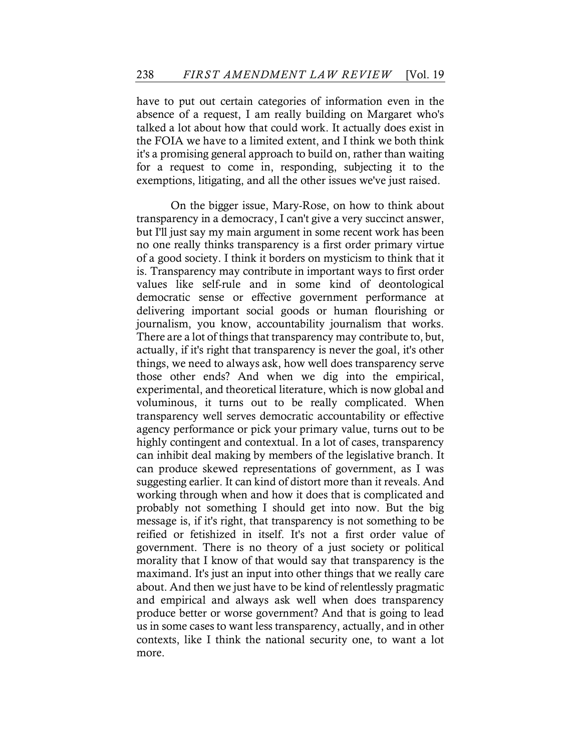have to put out certain categories of information even in the absence of a request, I am really building on Margaret who's talked a lot about how that could work. It actually does exist in the FOIA we have to a limited extent, and I think we both think it's a promising general approach to build on, rather than waiting for a request to come in, responding, subjecting it to the exemptions, litigating, and all the other issues we've just raised.

On the bigger issue, Mary-Rose, on how to think about transparency in a democracy, I can't give a very succinct answer, but I'll just say my main argument in some recent work has been no one really thinks transparency is a first order primary virtue of a good society. I think it borders on mysticism to think that it is. Transparency may contribute in important ways to first order values like self-rule and in some kind of deontological democratic sense or effective government performance at delivering important social goods or human flourishing or journalism, you know, accountability journalism that works. There are a lot of things that transparency may contribute to, but, actually, if it's right that transparency is never the goal, it's other things, we need to always ask, how well does transparency serve those other ends? And when we dig into the empirical, experimental, and theoretical literature, which is now global and voluminous, it turns out to be really complicated. When transparency well serves democratic accountability or effective agency performance or pick your primary value, turns out to be highly contingent and contextual. In a lot of cases, transparency can inhibit deal making by members of the legislative branch. It can produce skewed representations of government, as I was suggesting earlier. It can kind of distort more than it reveals. And working through when and how it does that is complicated and probably not something I should get into now. But the big message is, if it's right, that transparency is not something to be reified or fetishized in itself. It's not a first order value of government. There is no theory of a just society or political morality that I know of that would say that transparency is the maximand. It's just an input into other things that we really care about. And then we just have to be kind of relentlessly pragmatic and empirical and always ask well when does transparency produce better or worse government? And that is going to lead us in some cases to want less transparency, actually, and in other contexts, like I think the national security one, to want a lot more.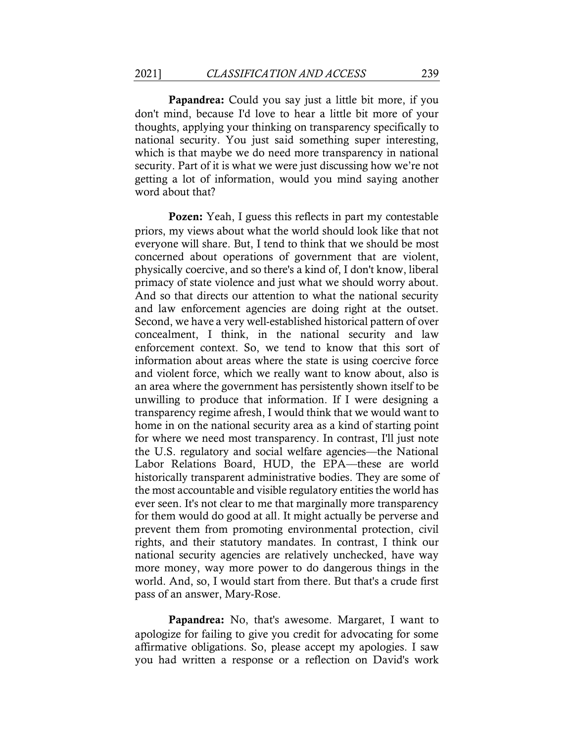**Papandrea:** Could you say just a little bit more, if you don't mind, because I'd love to hear a little bit more of your thoughts, applying your thinking on transparency specifically to national security. You just said something super interesting, which is that maybe we do need more transparency in national security. Part of it is what we were just discussing how we're not getting a lot of information, would you mind saying another word about that?

**Pozen:** Yeah, I guess this reflects in part my contestable priors, my views about what the world should look like that not everyone will share. But, I tend to think that we should be most concerned about operations of government that are violent, physically coercive, and so there's a kind of, I don't know, liberal primacy of state violence and just what we should worry about. And so that directs our attention to what the national security and law enforcement agencies are doing right at the outset. Second, we have a very well-established historical pattern of over concealment, I think, in the national security and law enforcement context. So, we tend to know that this sort of information about areas where the state is using coercive force and violent force, which we really want to know about, also is an area where the government has persistently shown itself to be unwilling to produce that information. If I were designing a transparency regime afresh, I would think that we would want to home in on the national security area as a kind of starting point for where we need most transparency. In contrast, I'll just note the U.S. regulatory and social welfare agencies—the National Labor Relations Board, HUD, the EPA—these are world historically transparent administrative bodies. They are some of the most accountable and visible regulatory entities the world has ever seen. It's not clear to me that marginally more transparency for them would do good at all. It might actually be perverse and prevent them from promoting environmental protection, civil rights, and their statutory mandates. In contrast, I think our national security agencies are relatively unchecked, have way more money, way more power to do dangerous things in the world. And, so, I would start from there. But that's a crude first pass of an answer, Mary-Rose.

**Papandrea:** No, that's awesome. Margaret, I want to apologize for failing to give you credit for advocating for some affirmative obligations. So, please accept my apologies. I saw you had written a response or a reflection on David's work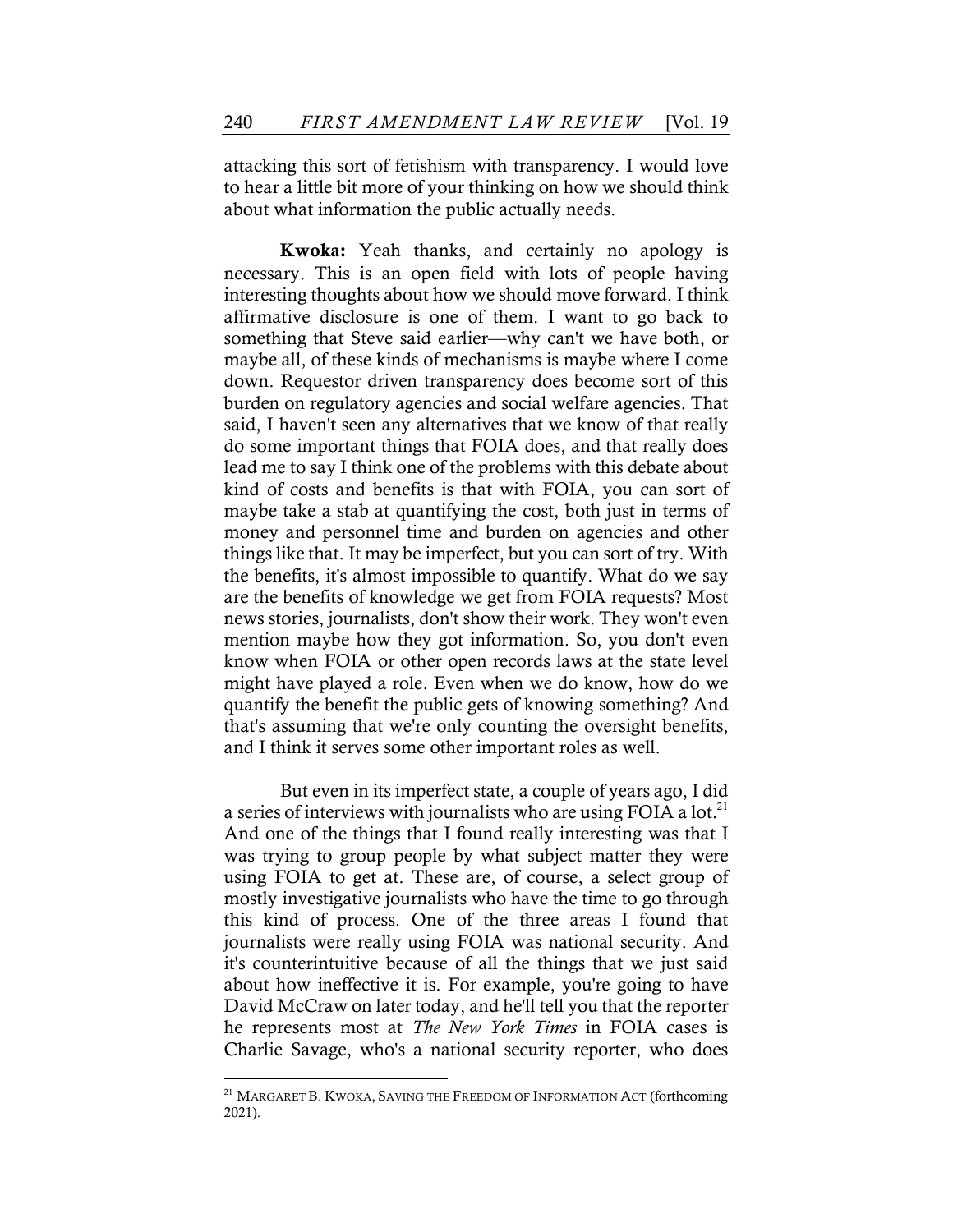attacking this sort of fetishism with transparency. I would love to hear a little bit more of your thinking on how we should think about what information the public actually needs.

**Kwoka:** Yeah thanks, and certainly no apology is necessary. This is an open field with lots of people having interesting thoughts about how we should move forward. I think affirmative disclosure is one of them. I want to go back to something that Steve said earlier—why can't we have both, or maybe all, of these kinds of mechanisms is maybe where I come down. Requestor driven transparency does become sort of this burden on regulatory agencies and social welfare agencies. That said, I haven't seen any alternatives that we know of that really do some important things that FOIA does, and that really does lead me to say I think one of the problems with this debate about kind of costs and benefits is that with FOIA, you can sort of maybe take a stab at quantifying the cost, both just in terms of money and personnel time and burden on agencies and other things like that. It may be imperfect, but you can sort of try. With the benefits, it's almost impossible to quantify. What do we say are the benefits of knowledge we get from FOIA requests? Most news stories, journalists, don't show their work. They won't even mention maybe how they got information. So, you don't even know when FOIA or other open records laws at the state level might have played a role. Even when we do know, how do we quantify the benefit the public gets of knowing something? And that's assuming that we're only counting the oversight benefits, and I think it serves some other important roles as well.

But even in its imperfect state, a couple of years ago, I did a series of interviews with journalists who are using FOIA a lot.[21] And one of the things that I found really interesting was that I was trying to group people by what subject matter they were using FOIA to get at. These are, of course, a select group of mostly investigative journalists who have the time to go through this kind of process. One of the three areas I found that journalists were really using FOIA was national security. And it's counterintuitive because of all the things that we just said about how ineffective it is. For example, you're going to have David McCraw on later today, and he'll tell you that the reporter he represents most at *The New York Times* in FOIA cases is Charlie Savage, who's a national security reporter, who does

---

[21] MARGARET B. KWOKA, SAVING THE FREEDOM OF INFORMATION ACT (forthcoming 2021).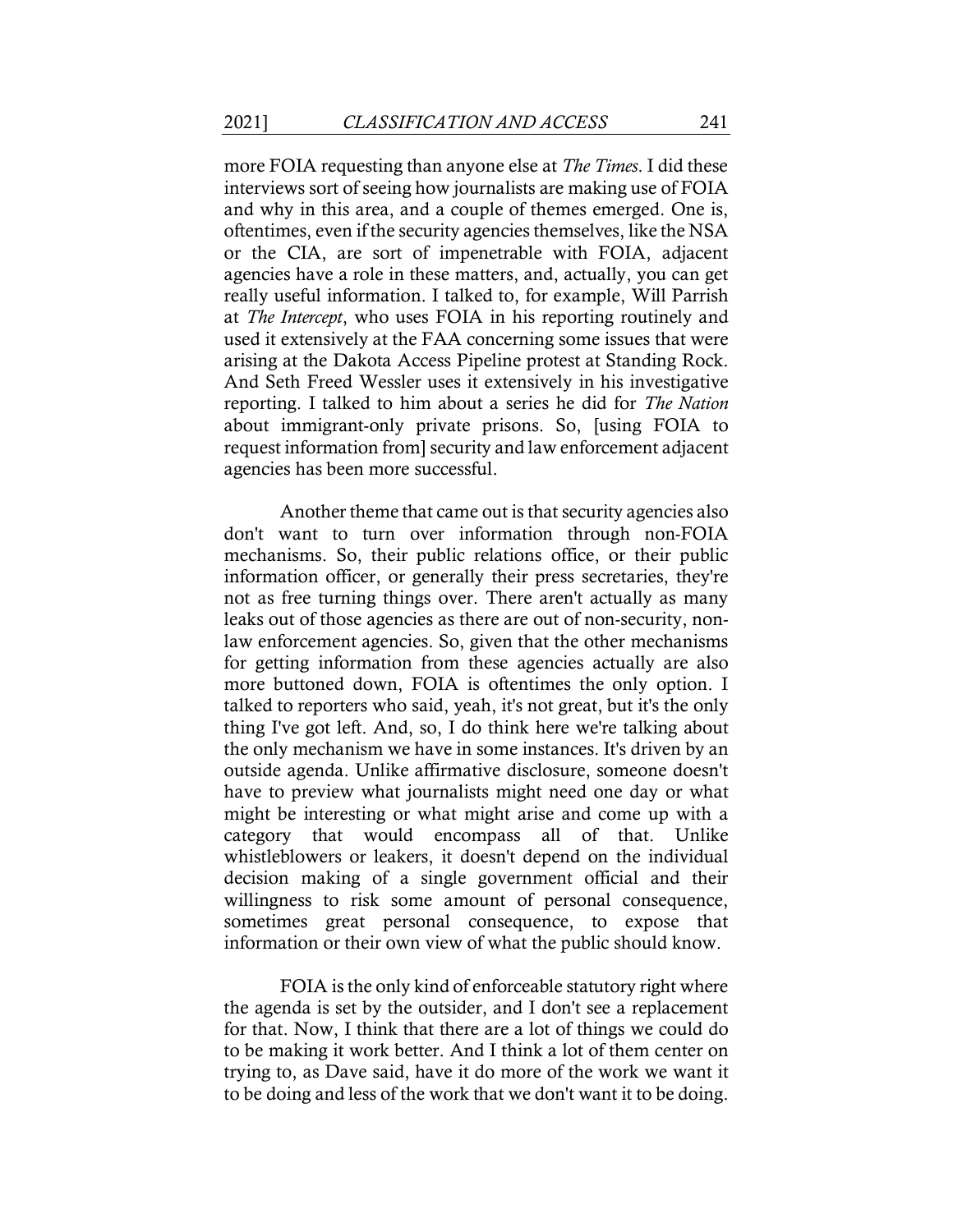more FOIA requesting than anyone else at *The Times*. I did these interviews sort of seeing how journalists are making use of FOIA and why in this area, and a couple of themes emerged. One is, oftentimes, even if the security agencies themselves, like the NSA or the CIA, are sort of impenetrable with FOIA, adjacent agencies have a role in these matters, and, actually, you can get really useful information. I talked to, for example, Will Parrish at *The Intercept*, who uses FOIA in his reporting routinely and used it extensively at the FAA concerning some issues that were arising at the Dakota Access Pipeline protest at Standing Rock. And Seth Freed Wessler uses it extensively in his investigative reporting. I talked to him about a series he did for *The Nation* about immigrant-only private prisons. So, [using FOIA to request information from] security and law enforcement adjacent agencies has been more successful.

Another theme that came out is that security agencies also don't want to turn over information through non-FOIA mechanisms. So, their public relations office, or their public information officer, or generally their press secretaries, they're not as free turning things over. There aren't actually as many leaks out of those agencies as there are out of non-security, non-law enforcement agencies. So, given that the other mechanisms for getting information from these agencies actually are also more buttoned down, FOIA is oftentimes the only option. I talked to reporters who said, yeah, it's not great, but it's the only thing I've got left. And, so, I do think here we're talking about the only mechanism we have in some instances. It's driven by an outside agenda. Unlike affirmative disclosure, someone doesn't have to preview what journalists might need one day or what might be interesting or what might arise and come up with a category that would encompass all of that. Unlike whistleblowers or leakers, it doesn't depend on the individual decision making of a single government official and their willingness to risk some amount of personal consequence, sometimes great personal consequence, to expose that information or their own view of what the public should know.

FOIA is the only kind of enforceable statutory right where the agenda is set by the outsider, and I don't see a replacement for that. Now, I think that there are a lot of things we could do to be making it work better. And I think a lot of them center on trying to, as Dave said, have it do more of the work we want it to be doing and less of the work that we don't want it to be doing.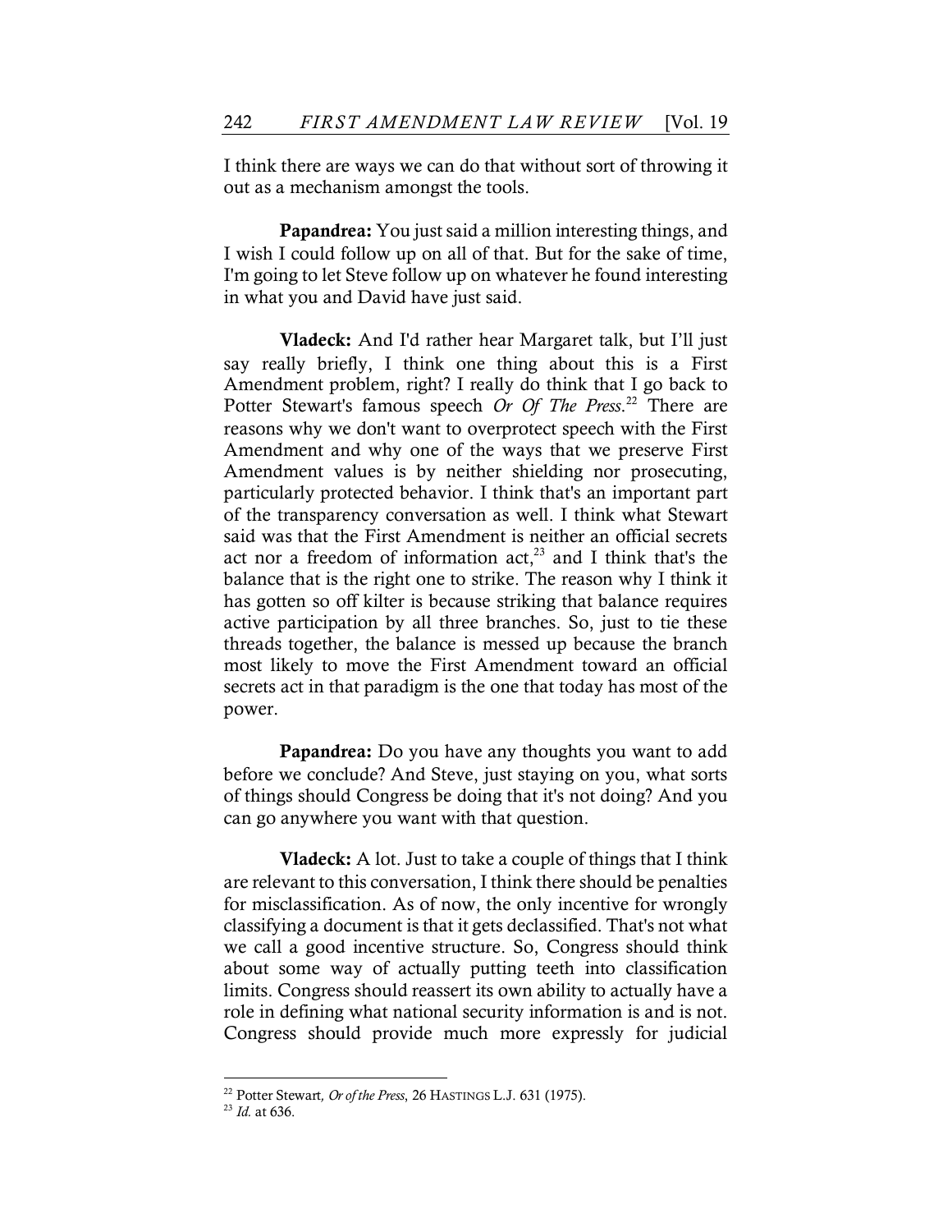I think there are ways we can do that without sort of throwing it out as a mechanism amongst the tools.

**Papandrea:** You just said a million interesting things, and I wish I could follow up on all of that. But for the sake of time, I'm going to let Steve follow up on whatever he found interesting in what you and David have just said.

**Vladeck:** And I'd rather hear Margaret talk, but I'll just say really briefly, I think one thing about this is a First Amendment problem, right? I really do think that I go back to Potter Stewart's famous speech *Or Of The Press*.[22] There are reasons why we don't want to overprotect speech with the First Amendment and why one of the ways that we preserve First Amendment values is by neither shielding nor prosecuting, particularly protected behavior. I think that's an important part of the transparency conversation as well. I think what Stewart said was that the First Amendment is neither an official secrets act nor a freedom of information act,[23] and I think that's the balance that is the right one to strike. The reason why I think it has gotten so off kilter is because striking that balance requires active participation by all three branches. So, just to tie these threads together, the balance is messed up because the branch most likely to move the First Amendment toward an official secrets act in that paradigm is the one that today has most of the power.

**Papandrea:** Do you have any thoughts you want to add before we conclude? And Steve, just staying on you, what sorts of things should Congress be doing that it's not doing? And you can go anywhere you want with that question.

**Vladeck:** A lot. Just to take a couple of things that I think are relevant to this conversation, I think there should be penalties for misclassification. As of now, the only incentive for wrongly classifying a document is that it gets declassified. That's not what we call a good incentive structure. So, Congress should think about some way of actually putting teeth into classification limits. Congress should reassert its own ability to actually have a role in defining what national security information is and is not. Congress should provide much more expressly for judicial

---

[22] Potter Stewart, *Or of the Press*, 26 HASTINGS L.J. 631 (1975).

[23] *Id.* at 636.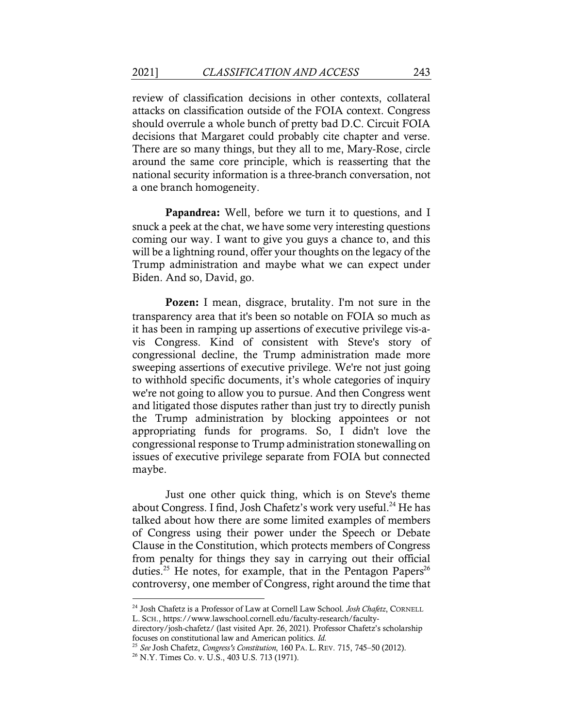review of classification decisions in other contexts, collateral attacks on classification outside of the FOIA context. Congress should overrule a whole bunch of pretty bad D.C. Circuit FOIA decisions that Margaret could probably cite chapter and verse. There are so many things, but they all to me, Mary-Rose, circle around the same core principle, which is reasserting that the national security information is a three-branch conversation, not a one branch homogeneity.

**Papandrea:** Well, before we turn it to questions, and I snuck a peek at the chat, we have some very interesting questions coming our way. I want to give you guys a chance to, and this will be a lightning round, offer your thoughts on the legacy of the Trump administration and maybe what we can expect under Biden. And so, David, go.

**Pozen:** I mean, disgrace, brutality. I'm not sure in the transparency area that it's been so notable on FOIA so much as it has been in ramping up assertions of executive privilege vis-a-vis Congress. Kind of consistent with Steve's story of congressional decline, the Trump administration made more sweeping assertions of executive privilege. We're not just going to withhold specific documents, it's whole categories of inquiry we're not going to allow you to pursue. And then Congress went and litigated those disputes rather than just try to directly punish the Trump administration by blocking appointees or not appropriating funds for programs. So, I didn't love the congressional response to Trump administration stonewalling on issues of executive privilege separate from FOIA but connected maybe.

Just one other quick thing, which is on Steve's theme about Congress. I find, Josh Chafetz's work very useful.[24] He has talked about how there are some limited examples of members of Congress using their power under the Speech or Debate Clause in the Constitution, which protects members of Congress from penalty for things they say in carrying out their official duties.[25] He notes, for example, that in the Pentagon Papers[26] controversy, one member of Congress, right around the time that

---

[24] Josh Chafetz is a Professor of Law at Cornell Law School. *Josh Chafetz*, CORNELL L. SCH., https://www.lawschool.cornell.edu/faculty-research/faculty-directory/josh-chafetz/ (last visited Apr. 26, 2021). Professor Chafetz's scholarship focuses on constitutional law and American politics. *Id.*

[25] *See* Josh Chafetz, *Congress's Constitution*, 160 PA. L. REV. 715, 745–50 (2012).

[26] N.Y. Times Co. v. U.S., 403 U.S. 713 (1971).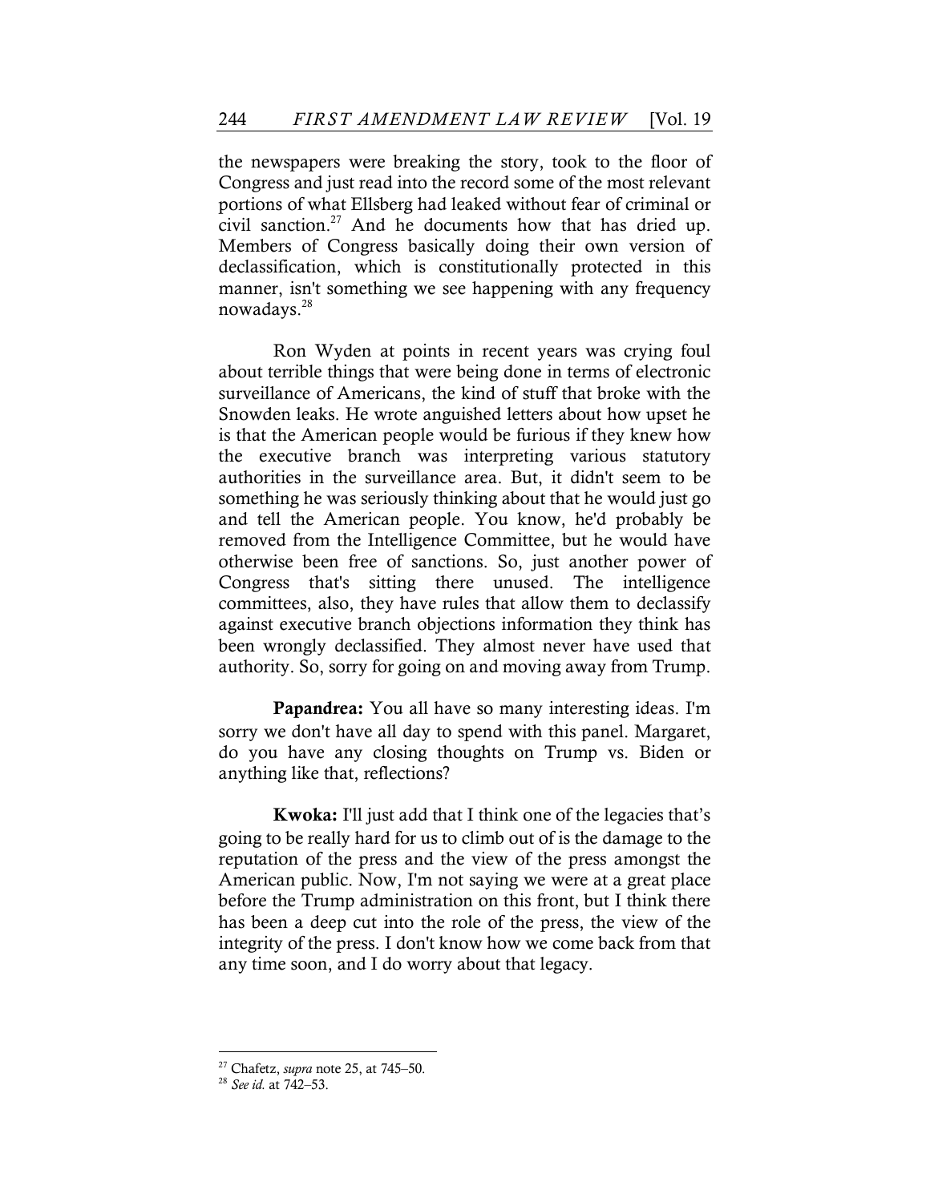the newspapers were breaking the story, took to the floor of Congress and just read into the record some of the most relevant portions of what Ellsberg had leaked without fear of criminal or civil sanction.[27] And he documents how that has dried up. Members of Congress basically doing their own version of declassification, which is constitutionally protected in this manner, isn't something we see happening with any frequency nowadays.[28]

Ron Wyden at points in recent years was crying foul about terrible things that were being done in terms of electronic surveillance of Americans, the kind of stuff that broke with the Snowden leaks. He wrote anguished letters about how upset he is that the American people would be furious if they knew how the executive branch was interpreting various statutory authorities in the surveillance area. But, it didn't seem to be something he was seriously thinking about that he would just go and tell the American people. You know, he'd probably be removed from the Intelligence Committee, but he would have otherwise been free of sanctions. So, just another power of Congress that's sitting there unused. The intelligence committees, also, they have rules that allow them to declassify against executive branch objections information they think has been wrongly declassified. They almost never have used that authority. So, sorry for going on and moving away from Trump.

**Papandrea:** You all have so many interesting ideas. I'm sorry we don't have all day to spend with this panel. Margaret, do you have any closing thoughts on Trump vs. Biden or anything like that, reflections?

**Kwoka:** I'll just add that I think one of the legacies that's going to be really hard for us to climb out of is the damage to the reputation of the press and the view of the press amongst the American public. Now, I'm not saying we were at a great place before the Trump administration on this front, but I think there has been a deep cut into the role of the press, the view of the integrity of the press. I don't know how we come back from that any time soon, and I do worry about that legacy.

---

[27] Chafetz, *supra* note 25, at 745–50.

[28] *See id.* at 742–53.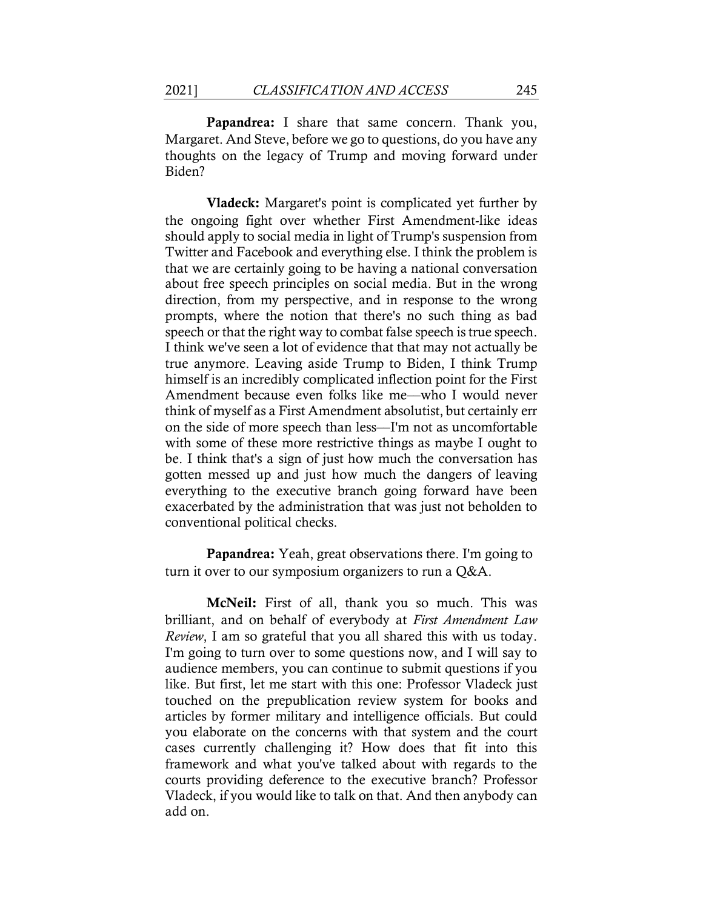**Papandrea:** I share that same concern. Thank you, Margaret. And Steve, before we go to questions, do you have any thoughts on the legacy of Trump and moving forward under Biden?

**Vladeck:** Margaret's point is complicated yet further by the ongoing fight over whether First Amendment-like ideas should apply to social media in light of Trump's suspension from Twitter and Facebook and everything else. I think the problem is that we are certainly going to be having a national conversation about free speech principles on social media. But in the wrong direction, from my perspective, and in response to the wrong prompts, where the notion that there's no such thing as bad speech or that the right way to combat false speech is true speech. I think we've seen a lot of evidence that that may not actually be true anymore. Leaving aside Trump to Biden, I think Trump himself is an incredibly complicated inflection point for the First Amendment because even folks like me—who I would never think of myself as a First Amendment absolutist, but certainly err on the side of more speech than less—I'm not as uncomfortable with some of these more restrictive things as maybe I ought to be. I think that's a sign of just how much the conversation has gotten messed up and just how much the dangers of leaving everything to the executive branch going forward have been exacerbated by the administration that was just not beholden to conventional political checks.

**Papandrea:** Yeah, great observations there. I'm going to turn it over to our symposium organizers to run a Q&A.

**McNeil:** First of all, thank you so much. This was brilliant, and on behalf of everybody at *First Amendment Law Review*, I am so grateful that you all shared this with us today. I'm going to turn over to some questions now, and I will say to audience members, you can continue to submit questions if you like. But first, let me start with this one: Professor Vladeck just touched on the prepublication review system for books and articles by former military and intelligence officials. But could you elaborate on the concerns with that system and the court cases currently challenging it? How does that fit into this framework and what you've talked about with regards to the courts providing deference to the executive branch? Professor Vladeck, if you would like to talk on that. And then anybody can add on.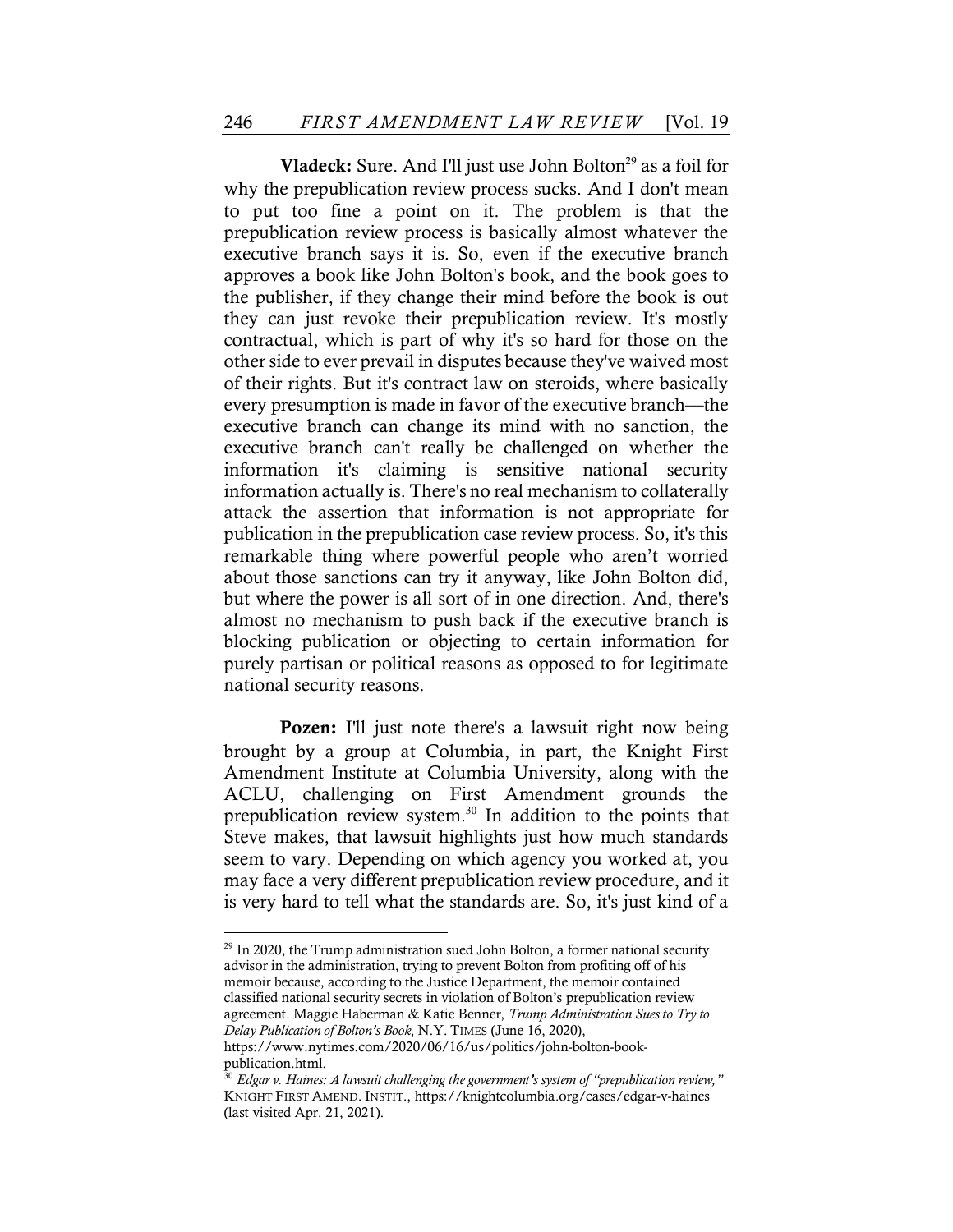**Vladeck:** Sure. And I'll just use John Bolton[29] as a foil for why the prepublication review process sucks. And I don't mean to put too fine a point on it. The problem is that the prepublication review process is basically almost whatever the executive branch says it is. So, even if the executive branch approves a book like John Bolton's book, and the book goes to the publisher, if they change their mind before the book is out they can just revoke their prepublication review. It's mostly contractual, which is part of why it's so hard for those on the other side to ever prevail in disputes because they've waived most of their rights. But it's contract law on steroids, where basically every presumption is made in favor of the executive branch—the executive branch can change its mind with no sanction, the executive branch can't really be challenged on whether the information it's claiming is sensitive national security information actually is. There's no real mechanism to collaterally attack the assertion that information is not appropriate for publication in the prepublication case review process. So, it's this remarkable thing where powerful people who aren't worried about those sanctions can try it anyway, like John Bolton did, but where the power is all sort of in one direction. And, there's almost no mechanism to push back if the executive branch is blocking publication or objecting to certain information for purely partisan or political reasons as opposed to for legitimate national security reasons.

**Pozen:** I'll just note there's a lawsuit right now being brought by a group at Columbia, in part, the Knight First Amendment Institute at Columbia University, along with the ACLU, challenging on First Amendment grounds the prepublication review system.[30] In addition to the points that Steve makes, that lawsuit highlights just how much standards seem to vary. Depending on which agency you worked at, you may face a very different prepublication review procedure, and it is very hard to tell what the standards are. So, it's just kind of a

---

[29] In 2020, the Trump administration sued John Bolton, a former national security advisor in the administration, trying to prevent Bolton from profiting off of his memoir because, according to the Justice Department, the memoir contained classified national security secrets in violation of Bolton's prepublication review agreement. Maggie Haberman & Katie Benner, *Trump Administration Sues to Try to Delay Publication of Bolton's Book*, N.Y. TIMES (June 16, 2020), https://www.nytimes.com/2020/06/16/us/politics/john-bolton-book-publication.html.

[30] *Edgar v. Haines: A lawsuit challenging the government's system of "prepublication review,"* KNIGHT FIRST AMEND. INSTIT., https://knightcolumbia.org/cases/edgar-v-haines (last visited Apr. 21, 2021).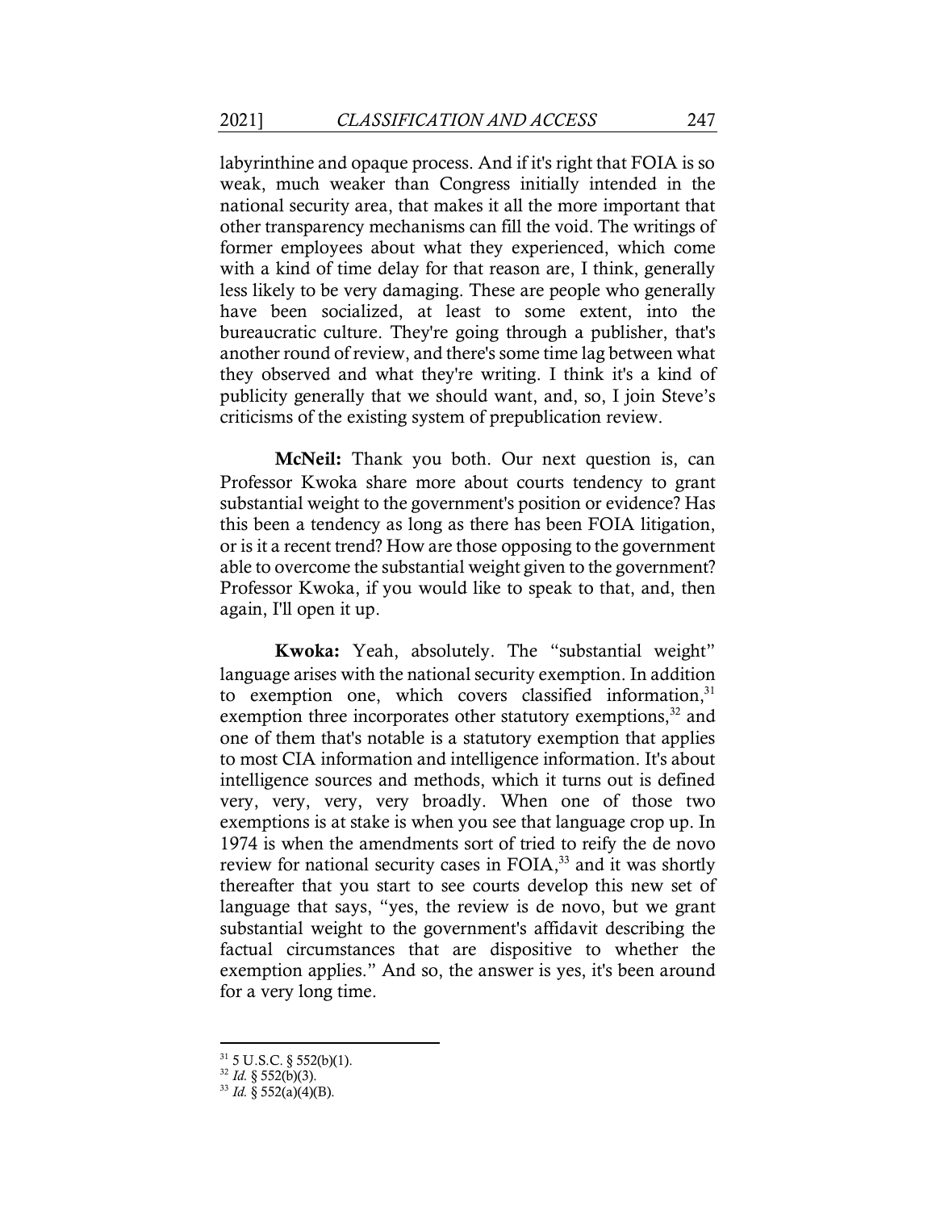labyrinthine and opaque process. And if it's right that FOIA is so weak, much weaker than Congress initially intended in the national security area, that makes it all the more important that other transparency mechanisms can fill the void. The writings of former employees about what they experienced, which come with a kind of time delay for that reason are, I think, generally less likely to be very damaging. These are people who generally have been socialized, at least to some extent, into the bureaucratic culture. They're going through a publisher, that's another round of review, and there's some time lag between what they observed and what they're writing. I think it's a kind of publicity generally that we should want, and, so, I join Steve's criticisms of the existing system of prepublication review.

**McNeil:** Thank you both. Our next question is, can Professor Kwoka share more about courts tendency to grant substantial weight to the government's position or evidence? Has this been a tendency as long as there has been FOIA litigation, or is it a recent trend? How are those opposing to the government able to overcome the substantial weight given to the government? Professor Kwoka, if you would like to speak to that, and, then again, I'll open it up.

**Kwoka:** Yeah, absolutely. The "substantial weight" language arises with the national security exemption. In addition to exemption one, which covers classified information,[31] exemption three incorporates other statutory exemptions,[32] and one of them that's notable is a statutory exemption that applies to most CIA information and intelligence information. It's about intelligence sources and methods, which it turns out is defined very, very, very, very broadly. When one of those two exemptions is at stake is when you see that language crop up. In 1974 is when the amendments sort of tried to reify the de novo review for national security cases in FOIA,[33] and it was shortly thereafter that you start to see courts develop this new set of language that says, "yes, the review is de novo, but we grant substantial weight to the government's affidavit describing the factual circumstances that are dispositive to whether the exemption applies." And so, the answer is yes, it's been around for a very long time.

---

[31] 5 U.S.C. § 552(b)(1).

[32] *Id.* § 552(b)(3).

[33] *Id.* § 552(a)(4)(B).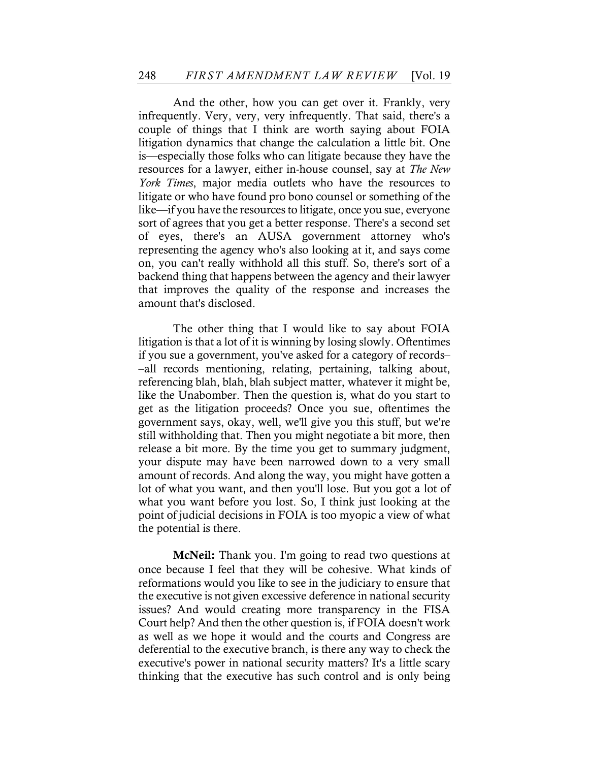And the other, how you can get over it. Frankly, very infrequently. Very, very, very infrequently. That said, there's a couple of things that I think are worth saying about FOIA litigation dynamics that change the calculation a little bit. One is—especially those folks who can litigate because they have the resources for a lawyer, either in-house counsel, say at *The New York Times*, major media outlets who have the resources to litigate or who have found pro bono counsel or something of the like—if you have the resources to litigate, once you sue, everyone sort of agrees that you get a better response. There's a second set of eyes, there's an AUSA government attorney who's representing the agency who's also looking at it, and says come on, you can't really withhold all this stuff. So, there's sort of a backend thing that happens between the agency and their lawyer that improves the quality of the response and increases the amount that's disclosed.

The other thing that I would like to say about FOIA litigation is that a lot of it is winning by losing slowly. Oftentimes if you sue a government, you've asked for a category of records––all records mentioning, relating, pertaining, talking about, referencing blah, blah, blah subject matter, whatever it might be, like the Unabomber. Then the question is, what do you start to get as the litigation proceeds? Once you sue, oftentimes the government says, okay, well, we'll give you this stuff, but we're still withholding that. Then you might negotiate a bit more, then release a bit more. By the time you get to summary judgment, your dispute may have been narrowed down to a very small amount of records. And along the way, you might have gotten a lot of what you want, and then you'll lose. But you got a lot of what you want before you lost. So, I think just looking at the point of judicial decisions in FOIA is too myopic a view of what the potential is there.

**McNeil:** Thank you. I'm going to read two questions at once because I feel that they will be cohesive. What kinds of reformations would you like to see in the judiciary to ensure that the executive is not given excessive deference in national security issues? And would creating more transparency in the FISA Court help? And then the other question is, if FOIA doesn't work as well as we hope it would and the courts and Congress are deferential to the executive branch, is there any way to check the executive's power in national security matters? It's a little scary thinking that the executive has such control and is only being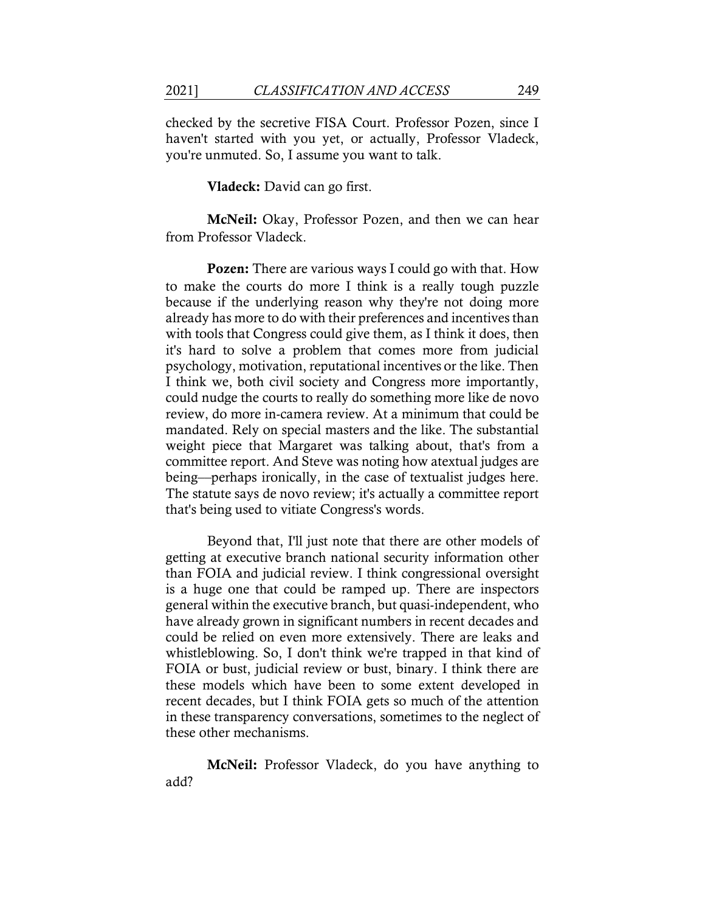checked by the secretive FISA Court. Professor Pozen, since I haven't started with you yet, or actually, Professor Vladeck, you're unmuted. So, I assume you want to talk.

**Vladeck:** David can go first.

**McNeil:** Okay, Professor Pozen, and then we can hear from Professor Vladeck.

**Pozen:** There are various ways I could go with that. How to make the courts do more I think is a really tough puzzle because if the underlying reason why they're not doing more already has more to do with their preferences and incentives than with tools that Congress could give them, as I think it does, then it's hard to solve a problem that comes more from judicial psychology, motivation, reputational incentives or the like. Then I think we, both civil society and Congress more importantly, could nudge the courts to really do something more like de novo review, do more in-camera review. At a minimum that could be mandated. Rely on special masters and the like. The substantial weight piece that Margaret was talking about, that's from a committee report. And Steve was noting how atextual judges are being—perhaps ironically, in the case of textualist judges here. The statute says de novo review; it's actually a committee report that's being used to vitiate Congress's words.

Beyond that, I'll just note that there are other models of getting at executive branch national security information other than FOIA and judicial review. I think congressional oversight is a huge one that could be ramped up. There are inspectors general within the executive branch, but quasi-independent, who have already grown in significant numbers in recent decades and could be relied on even more extensively. There are leaks and whistleblowing. So, I don't think we're trapped in that kind of FOIA or bust, judicial review or bust, binary. I think there are these models which have been to some extent developed in recent decades, but I think FOIA gets so much of the attention in these transparency conversations, sometimes to the neglect of these other mechanisms.

**McNeil:** Professor Vladeck, do you have anything to add?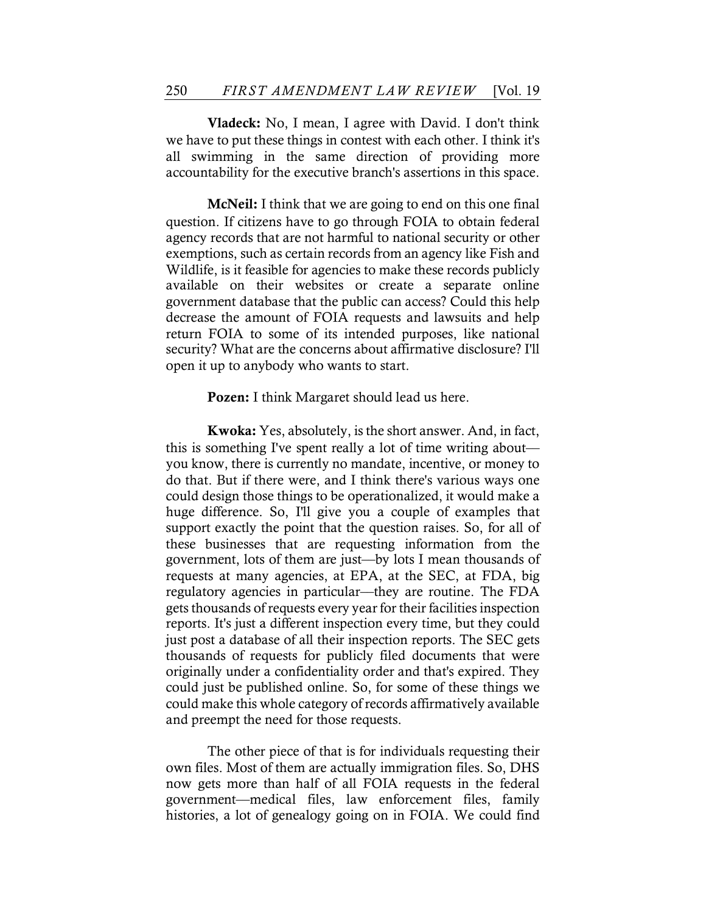**Vladeck:** No, I mean, I agree with David. I don't think we have to put these things in contest with each other. I think it's all swimming in the same direction of providing more accountability for the executive branch's assertions in this space.

**McNeil:** I think that we are going to end on this one final question. If citizens have to go through FOIA to obtain federal agency records that are not harmful to national security or other exemptions, such as certain records from an agency like Fish and Wildlife, is it feasible for agencies to make these records publicly available on their websites or create a separate online government database that the public can access? Could this help decrease the amount of FOIA requests and lawsuits and help return FOIA to some of its intended purposes, like national security? What are the concerns about affirmative disclosure? I'll open it up to anybody who wants to start.

**Pozen:** I think Margaret should lead us here.

**Kwoka:** Yes, absolutely, is the short answer. And, in fact, this is something I've spent really a lot of time writing about—you know, there is currently no mandate, incentive, or money to do that. But if there were, and I think there's various ways one could design those things to be operationalized, it would make a huge difference. So, I'll give you a couple of examples that support exactly the point that the question raises. So, for all of these businesses that are requesting information from the government, lots of them are just—by lots I mean thousands of requests at many agencies, at EPA, at the SEC, at FDA, big regulatory agencies in particular—they are routine. The FDA gets thousands of requests every year for their facilities inspection reports. It's just a different inspection every time, but they could just post a database of all their inspection reports. The SEC gets thousands of requests for publicly filed documents that were originally under a confidentiality order and that's expired. They could just be published online. So, for some of these things we could make this whole category of records affirmatively available and preempt the need for those requests.

The other piece of that is for individuals requesting their own files. Most of them are actually immigration files. So, DHS now gets more than half of all FOIA requests in the federal government—medical files, law enforcement files, family histories, a lot of genealogy going on in FOIA. We could find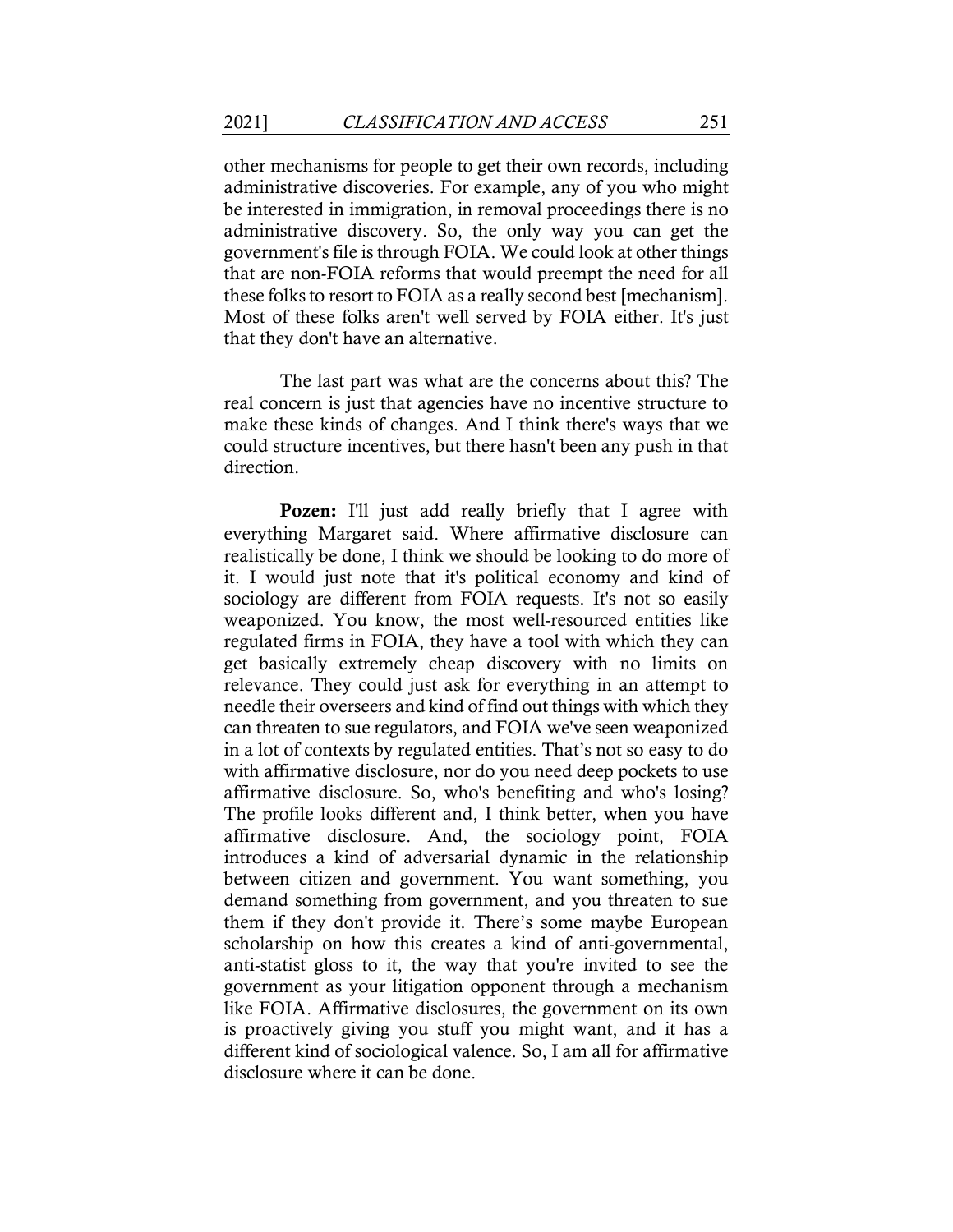other mechanisms for people to get their own records, including administrative discoveries. For example, any of you who might be interested in immigration, in removal proceedings there is no administrative discovery. So, the only way you can get the government's file is through FOIA. We could look at other things that are non-FOIA reforms that would preempt the need for all these folks to resort to FOIA as a really second best [mechanism]. Most of these folks aren't well served by FOIA either. It's just that they don't have an alternative.

The last part was what are the concerns about this? The real concern is just that agencies have no incentive structure to make these kinds of changes. And I think there's ways that we could structure incentives, but there hasn't been any push in that direction.

**Pozen:** I'll just add really briefly that I agree with everything Margaret said. Where affirmative disclosure can realistically be done, I think we should be looking to do more of it. I would just note that it's political economy and kind of sociology are different from FOIA requests. It's not so easily weaponized. You know, the most well-resourced entities like regulated firms in FOIA, they have a tool with which they can get basically extremely cheap discovery with no limits on relevance. They could just ask for everything in an attempt to needle their overseers and kind of find out things with which they can threaten to sue regulators, and FOIA we've seen weaponized in a lot of contexts by regulated entities. That's not so easy to do with affirmative disclosure, nor do you need deep pockets to use affirmative disclosure. So, who's benefiting and who's losing? The profile looks different and, I think better, when you have affirmative disclosure. And, the sociology point, FOIA introduces a kind of adversarial dynamic in the relationship between citizen and government. You want something, you demand something from government, and you threaten to sue them if they don't provide it. There's some maybe European scholarship on how this creates a kind of anti-governmental, anti-statist gloss to it, the way that you're invited to see the government as your litigation opponent through a mechanism like FOIA. Affirmative disclosures, the government on its own is proactively giving you stuff you might want, and it has a different kind of sociological valence. So, I am all for affirmative disclosure where it can be done.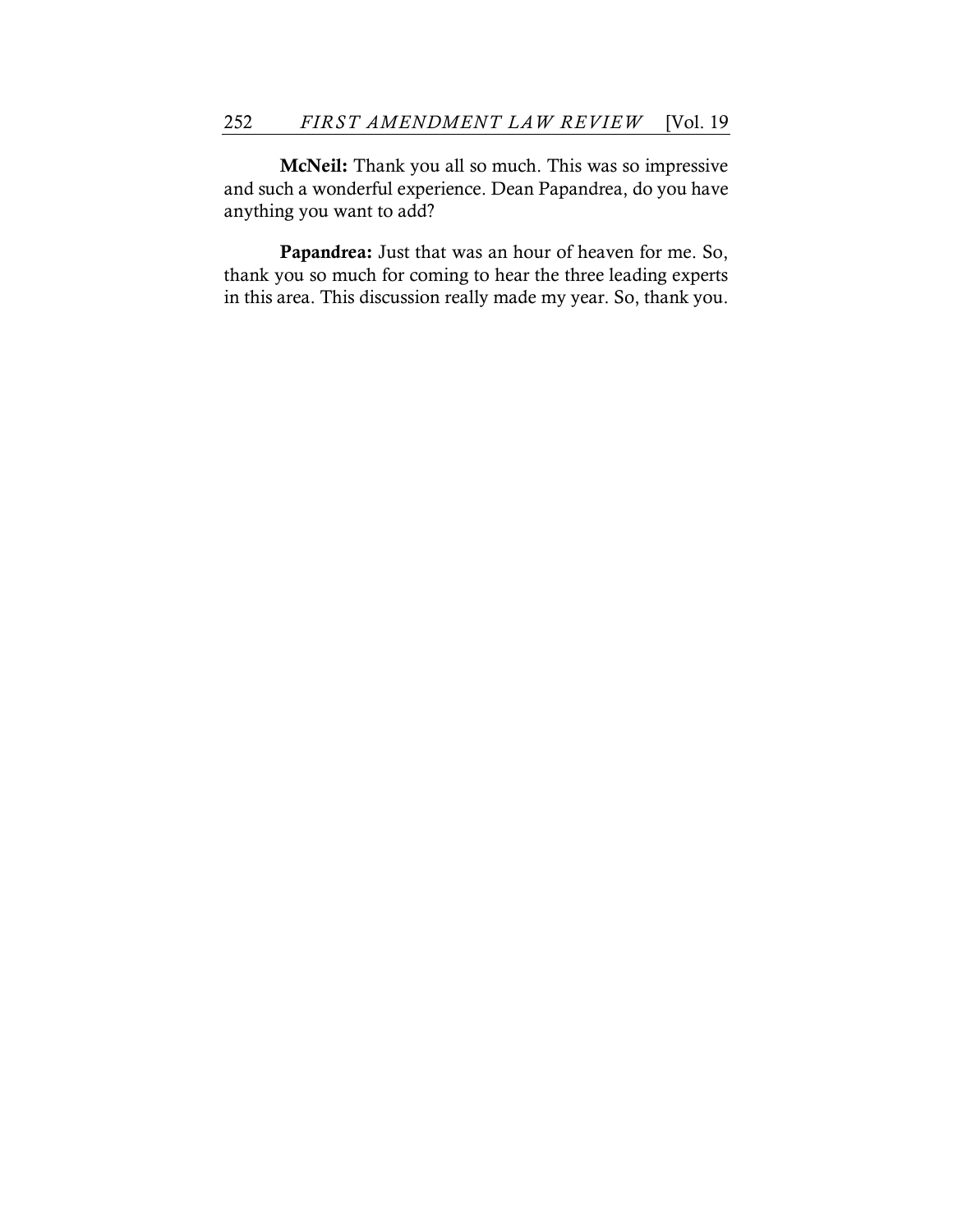**McNeil:** Thank you all so much. This was so impressive and such a wonderful experience. Dean Papandrea, do you have anything you want to add?

**Papandrea:** Just that was an hour of heaven for me. So, thank you so much for coming to hear the three leading experts in this area. This discussion really made my year. So, thank you.